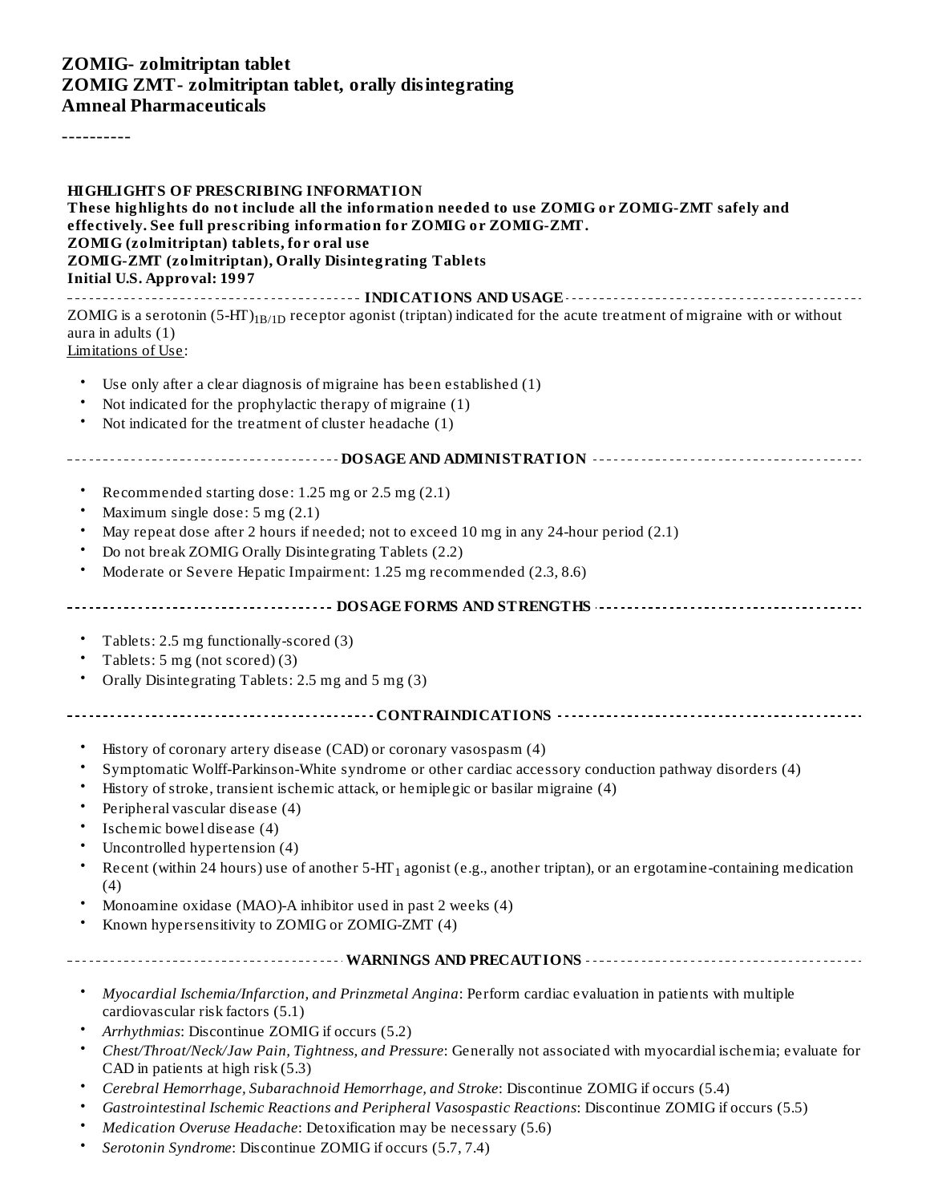**ZOMIG- zolmitriptan tablet**
**ZOMIG ZMT- zolmitriptan tablet, orally disintegrating**
**Amneal Pharmaceuticals**

----------

**HIGHLIGHTS OF PRESCRIBING INFORMATION**
**These highlights do not include all the information needed to use ZOMIG or ZOMIG-ZMT safely and effectively. See full prescribing information for ZOMIG or ZOMIG-ZMT.**
**ZOMIG (zolmitriptan) tablets, for oral use**
**ZOMIG-ZMT (zolmitriptan), Orally Disintegrating Tablets**
**Initial U.S. Approval: 1997**

**INDICATIONS AND USAGE**

ZOMIG is a serotonin (5-HT)$_{1B/1D}$ receptor agonist (triptan) indicated for the acute treatment of migraine with or without aura in adults (1)

Limitations of Use:

- Use only after a clear diagnosis of migraine has been established (1)
- Not indicated for the prophylactic therapy of migraine (1)
- Not indicated for the treatment of cluster headache (1)

**DOSAGE AND ADMINISTRATION**

- Recommended starting dose: 1.25 mg or 2.5 mg (2.1)
- Maximum single dose: 5 mg (2.1)
- May repeat dose after 2 hours if needed; not to exceed 10 mg in any 24-hour period (2.1)
- Do not break ZOMIG Orally Disintegrating Tablets (2.2)
- Moderate or Severe Hepatic Impairment: 1.25 mg recommended (2.3, 8.6)

**DOSAGE FORMS AND STRENGTHS**

- Tablets: 2.5 mg functionally-scored (3)
- Tablets: 5 mg (not scored) (3)
- Orally Disintegrating Tablets: 2.5 mg and 5 mg (3)

**CONTRAINDICATIONS**

- History of coronary artery disease (CAD) or coronary vasospasm (4)
- Symptomatic Wolff-Parkinson-White syndrome or other cardiac accessory conduction pathway disorders (4)
- History of stroke, transient ischemic attack, or hemiplegic or basilar migraine (4)
- Peripheral vascular disease (4)
- Ischemic bowel disease (4)
- Uncontrolled hypertension (4)
- Recent (within 24 hours) use of another 5-HT$_1$ agonist (e.g., another triptan), or an ergotamine-containing medication (4)
- Monoamine oxidase (MAO)-A inhibitor used in past 2 weeks (4)
- Known hypersensitivity to ZOMIG or ZOMIG-ZMT (4)

**WARNINGS AND PRECAUTIONS**

- *Myocardial Ischemia/Infarction, and Prinzmetal Angina*: Perform cardiac evaluation in patients with multiple cardiovascular risk factors (5.1)
- *Arrhythmias*: Discontinue ZOMIG if occurs (5.2)
- *Chest/Throat/Neck/Jaw Pain, Tightness, and Pressure*: Generally not associated with myocardial ischemia; evaluate for CAD in patients at high risk (5.3)
- *Cerebral Hemorrhage, Subarachnoid Hemorrhage, and Stroke*: Discontinue ZOMIG if occurs (5.4)
- *Gastrointestinal Ischemic Reactions and Peripheral Vasospastic Reactions*: Discontinue ZOMIG if occurs (5.5)
- *Medication Overuse Headache*: Detoxification may be necessary (5.6)
- *Serotonin Syndrome*: Discontinue ZOMIG if occurs (5.7, 7.4)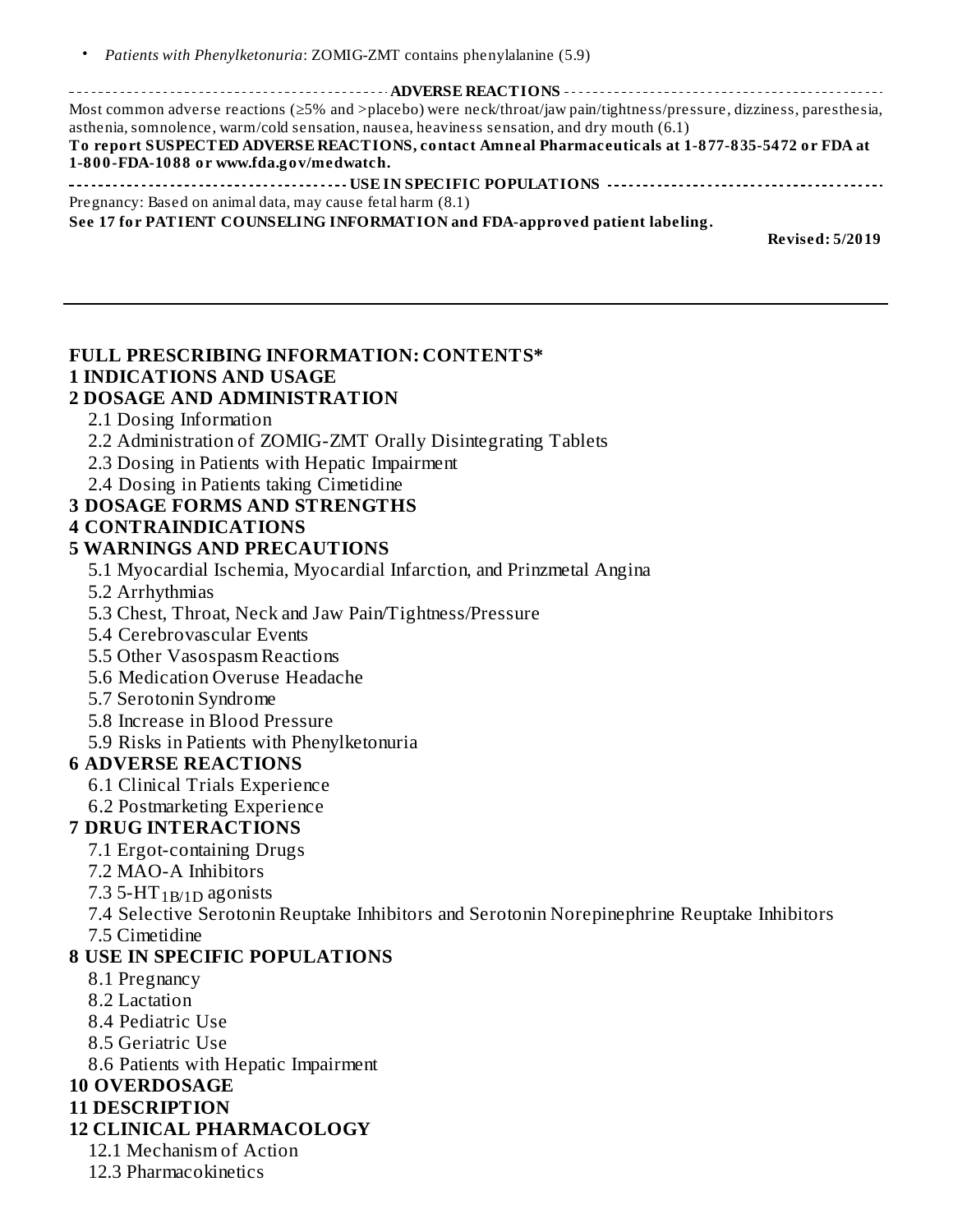- *Patients with Phenylketonuria*: ZOMIG-ZMT contains phenylalanine (5.9)

**ADVERSE REACTIONS**

Most common adverse reactions (≥5% and >placebo) were neck/throat/jaw pain/tightness/pressure, dizziness, paresthesia, asthenia, somnolence, warm/cold sensation, nausea, heaviness sensation, and dry mouth (6.1)

**To report SUSPECTED ADVERSE REACTIONS, contact Amneal Pharmaceuticals at 1-877-835-5472 or FDA at 1-800-FDA-1088 or www.fda.gov/medwatch.**

**USE IN SPECIFIC POPULATIONS**

Pregnancy: Based on animal data, may cause fetal harm (8.1)

**See 17 for PATIENT COUNSELING INFORMATION and FDA-approved patient labeling.**

**Revised: 5/2019**

---

**FULL PRESCRIBING INFORMATION: CONTENTS***

**1 INDICATIONS AND USAGE**

**2 DOSAGE AND ADMINISTRATION**

- 2.1 Dosing Information
- 2.2 Administration of ZOMIG-ZMT Orally Disintegrating Tablets
- 2.3 Dosing in Patients with Hepatic Impairment
- 2.4 Dosing in Patients taking Cimetidine

**3 DOSAGE FORMS AND STRENGTHS**

**4 CONTRAINDICATIONS**

**5 WARNINGS AND PRECAUTIONS**

- 5.1 Myocardial Ischemia, Myocardial Infarction, and Prinzmetal Angina
- 5.2 Arrhythmias
- 5.3 Chest, Throat, Neck and Jaw Pain/Tightness/Pressure
- 5.4 Cerebrovascular Events
- 5.5 Other Vasospasm Reactions
- 5.6 Medication Overuse Headache
- 5.7 Serotonin Syndrome
- 5.8 Increase in Blood Pressure
- 5.9 Risks in Patients with Phenylketonuria

**6 ADVERSE REACTIONS**

- 6.1 Clinical Trials Experience
- 6.2 Postmarketing Experience

**7 DRUG INTERACTIONS**

- 7.1 Ergot-containing Drugs
- 7.2 MAO-A Inhibitors
- 7.3 5-$HT_{1B/1D}$ agonists
- 7.4 Selective Serotonin Reuptake Inhibitors and Serotonin Norepinephrine Reuptake Inhibitors
- 7.5 Cimetidine

**8 USE IN SPECIFIC POPULATIONS**

- 8.1 Pregnancy
- 8.2 Lactation
- 8.4 Pediatric Use
- 8.5 Geriatric Use
- 8.6 Patients with Hepatic Impairment

**10 OVERDOSAGE**

**11 DESCRIPTION**

**12 CLINICAL PHARMACOLOGY**

- 12.1 Mechanism of Action
- 12.3 Pharmacokinetics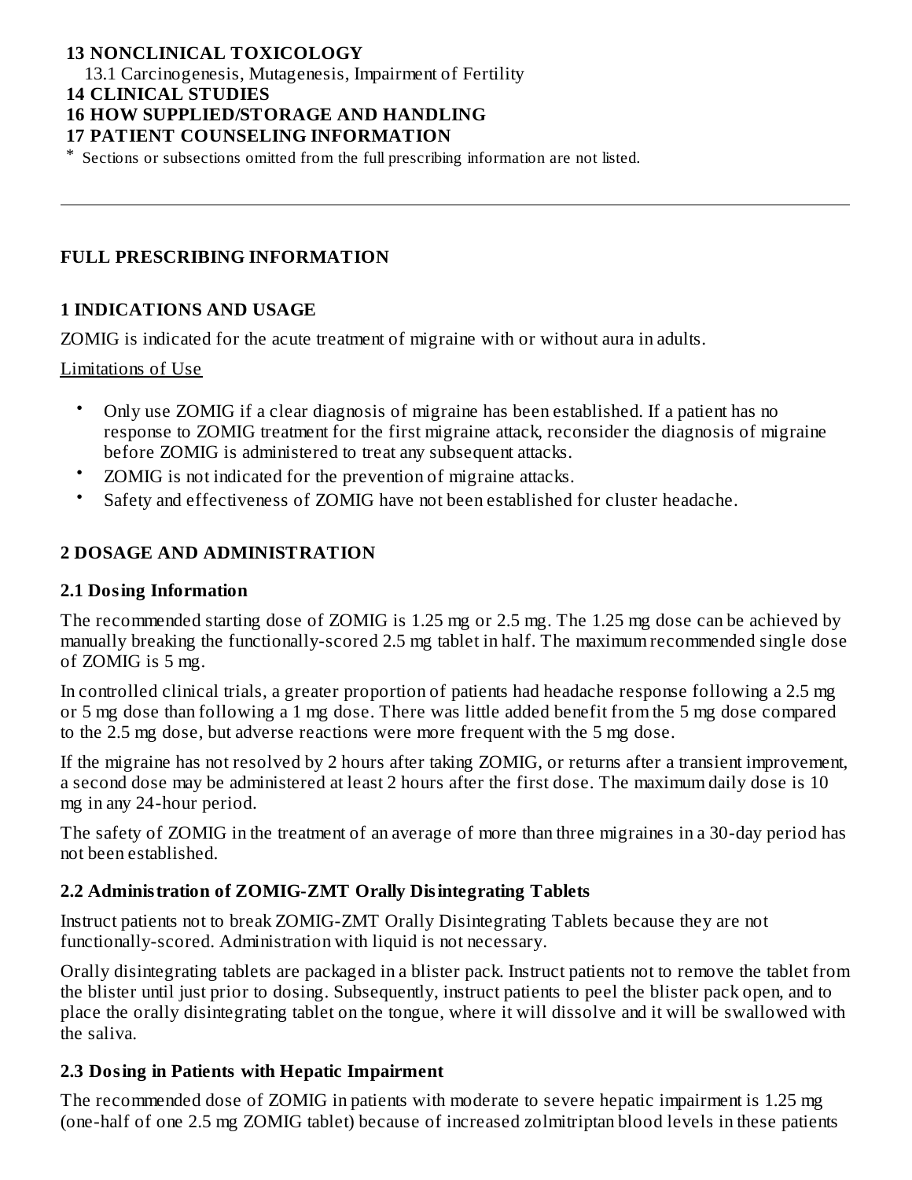**13 NONCLINICAL TOXICOLOGY**

13.1 Carcinogenesis, Mutagenesis, Impairment of Fertility

**14 CLINICAL STUDIES**

**16 HOW SUPPLIED/STORAGE AND HANDLING**

**17 PATIENT COUNSELING INFORMATION**

\* Sections or subsections omitted from the full prescribing information are not listed.

---

## FULL PRESCRIBING INFORMATION

## 1 INDICATIONS AND USAGE

ZOMIG is indicated for the acute treatment of migraine with or without aura in adults.

Limitations of Use

- Only use ZOMIG if a clear diagnosis of migraine has been established. If a patient has no response to ZOMIG treatment for the first migraine attack, reconsider the diagnosis of migraine before ZOMIG is administered to treat any subsequent attacks.
- ZOMIG is not indicated for the prevention of migraine attacks.
- Safety and effectiveness of ZOMIG have not been established for cluster headache.

## 2 DOSAGE AND ADMINISTRATION

### 2.1 Dosing Information

The recommended starting dose of ZOMIG is 1.25 mg or 2.5 mg. The 1.25 mg dose can be achieved by manually breaking the functionally-scored 2.5 mg tablet in half. The maximum recommended single dose of ZOMIG is 5 mg.

In controlled clinical trials, a greater proportion of patients had headache response following a 2.5 mg or 5 mg dose than following a 1 mg dose. There was little added benefit from the 5 mg dose compared to the 2.5 mg dose, but adverse reactions were more frequent with the 5 mg dose.

If the migraine has not resolved by 2 hours after taking ZOMIG, or returns after a transient improvement, a second dose may be administered at least 2 hours after the first dose. The maximum daily dose is 10 mg in any 24-hour period.

The safety of ZOMIG in the treatment of an average of more than three migraines in a 30-day period has not been established.

### 2.2 Administration of ZOMIG-ZMT Orally Disintegrating Tablets

Instruct patients not to break ZOMIG-ZMT Orally Disintegrating Tablets because they are not functionally-scored. Administration with liquid is not necessary.

Orally disintegrating tablets are packaged in a blister pack. Instruct patients not to remove the tablet from the blister until just prior to dosing. Subsequently, instruct patients to peel the blister pack open, and to place the orally disintegrating tablet on the tongue, where it will dissolve and it will be swallowed with the saliva.

### 2.3 Dosing in Patients with Hepatic Impairment

The recommended dose of ZOMIG in patients with moderate to severe hepatic impairment is 1.25 mg (one-half of one 2.5 mg ZOMIG tablet) because of increased zolmitriptan blood levels in these patients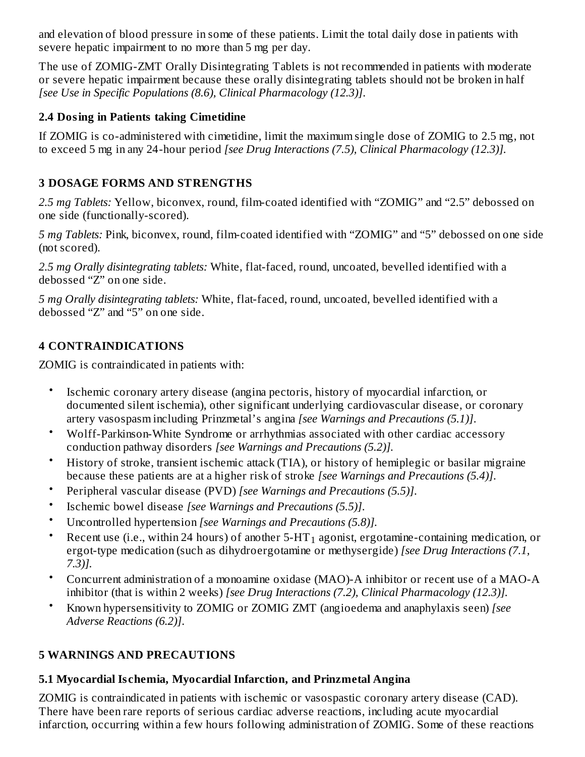and elevation of blood pressure in some of these patients. Limit the total daily dose in patients with severe hepatic impairment to no more than 5 mg per day.

The use of ZOMIG-ZMT Orally Disintegrating Tablets is not recommended in patients with moderate or severe hepatic impairment because these orally disintegrating tablets should not be broken in half *[see Use in Specific Populations (8.6), Clinical Pharmacology (12.3)]*.

### 2.4 Dosing in Patients taking Cimetidine

If ZOMIG is co-administered with cimetidine, limit the maximum single dose of ZOMIG to 2.5 mg, not to exceed 5 mg in any 24-hour period *[see Drug Interactions (7.5), Clinical Pharmacology (12.3)]*.

## 3 DOSAGE FORMS AND STRENGTHS

*2.5 mg Tablets:* Yellow, biconvex, round, film-coated identified with “ZOMIG” and “2.5” debossed on one side (functionally-scored).

*5 mg Tablets:* Pink, biconvex, round, film-coated identified with “ZOMIG” and “5” debossed on one side (not scored).

*2.5 mg Orally disintegrating tablets:* White, flat-faced, round, uncoated, bevelled identified with a debossed “Z” on one side.

*5 mg Orally disintegrating tablets:* White, flat-faced, round, uncoated, bevelled identified with a debossed “Z” and “5” on one side.

## 4 CONTRAINDICATIONS

ZOMIG is contraindicated in patients with:

- Ischemic coronary artery disease (angina pectoris, history of myocardial infarction, or documented silent ischemia), other significant underlying cardiovascular disease, or coronary artery vasospasm including Prinzmetal’s angina *[see Warnings and Precautions (5.1)]*.
- Wolff-Parkinson-White Syndrome or arrhythmias associated with other cardiac accessory conduction pathway disorders *[see Warnings and Precautions (5.2)]*.
- History of stroke, transient ischemic attack (TIA), or history of hemiplegic or basilar migraine because these patients are at a higher risk of stroke *[see Warnings and Precautions (5.4)]*.
- Peripheral vascular disease (PVD) *[see Warnings and Precautions (5.5)]*.
- Ischemic bowel disease *[see Warnings and Precautions (5.5)]*.
- Uncontrolled hypertension *[see Warnings and Precautions (5.8)]*.
- Recent use (i.e., within 24 hours) of another 5-$HT_1$ agonist, ergotamine-containing medication, or ergot-type medication (such as dihydroergotamine or methysergide) *[see Drug Interactions (7.1, 7.3)]*.
- Concurrent administration of a monoamine oxidase (MAO)-A inhibitor or recent use of a MAO-A inhibitor (that is within 2 weeks) *[see Drug Interactions (7.2), Clinical Pharmacology (12.3)]*.
- Known hypersensitivity to ZOMIG or ZOMIG ZMT (angioedema and anaphylaxis seen) *[see Adverse Reactions (6.2)]*.

## 5 WARNINGS AND PRECAUTIONS

### 5.1 Myocardial Ischemia, Myocardial Infarction, and Prinzmetal Angina

ZOMIG is contraindicated in patients with ischemic or vasospastic coronary artery disease (CAD). There have been rare reports of serious cardiac adverse reactions, including acute myocardial infarction, occurring within a few hours following administration of ZOMIG. Some of these reactions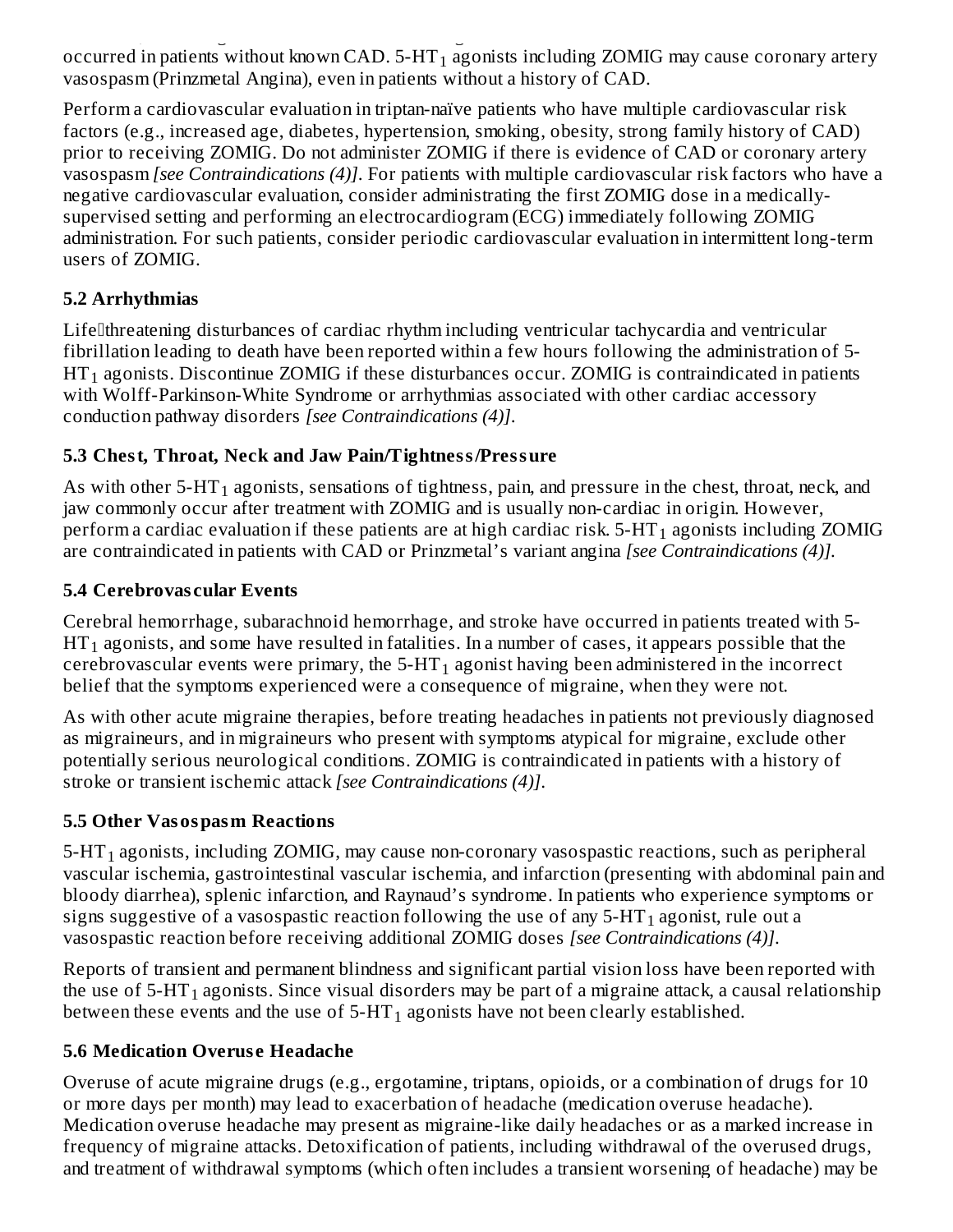occurred in patients without known CAD. 5-$HT_1$ agonists including ZOMIG may cause coronary artery vasospasm (Prinzmetal Angina), even in patients without a history of CAD.

Perform a cardiovascular evaluation in triptan-naïve patients who have multiple cardiovascular risk factors (e.g., increased age, diabetes, hypertension, smoking, obesity, strong family history of CAD) prior to receiving ZOMIG. Do not administer ZOMIG if there is evidence of CAD or coronary artery vasospasm *[see Contraindications (4)]*. For patients with multiple cardiovascular risk factors who have a negative cardiovascular evaluation, consider administrating the first ZOMIG dose in a medically-supervised setting and performing an electrocardiogram (ECG) immediately following ZOMIG administration. For such patients, consider periodic cardiovascular evaluation in intermittent long-term users of ZOMIG.

### 5.2 Arrhythmias

Life‑threatening disturbances of cardiac rhythm including ventricular tachycardia and ventricular fibrillation leading to death have been reported within a few hours following the administration of 5-$HT_1$ agonists. Discontinue ZOMIG if these disturbances occur. ZOMIG is contraindicated in patients with Wolff-Parkinson-White Syndrome or arrhythmias associated with other cardiac accessory conduction pathway disorders *[see Contraindications (4)]*.

### 5.3 Chest, Throat, Neck and Jaw Pain/Tightness/Pressure

As with other 5-$HT_1$ agonists, sensations of tightness, pain, and pressure in the chest, throat, neck, and jaw commonly occur after treatment with ZOMIG and is usually non-cardiac in origin. However, perform a cardiac evaluation if these patients are at high cardiac risk. 5-$HT_1$ agonists including ZOMIG are contraindicated in patients with CAD or Prinzmetal's variant angina *[see Contraindications (4)]*.

### 5.4 Cerebrovascular Events

Cerebral hemorrhage, subarachnoid hemorrhage, and stroke have occurred in patients treated with 5-$HT_1$ agonists, and some have resulted in fatalities. In a number of cases, it appears possible that the cerebrovascular events were primary, the 5-$HT_1$ agonist having been administered in the incorrect belief that the symptoms experienced were a consequence of migraine, when they were not.

As with other acute migraine therapies, before treating headaches in patients not previously diagnosed as migraineurs, and in migraineurs who present with symptoms atypical for migraine, exclude other potentially serious neurological conditions. ZOMIG is contraindicated in patients with a history of stroke or transient ischemic attack *[see Contraindications (4)]*.

### 5.5 Other Vasospasm Reactions

5-$HT_1$ agonists, including ZOMIG, may cause non-coronary vasospastic reactions, such as peripheral vascular ischemia, gastrointestinal vascular ischemia, and infarction (presenting with abdominal pain and bloody diarrhea), splenic infarction, and Raynaud's syndrome. In patients who experience symptoms or signs suggestive of a vasospastic reaction following the use of any 5-$HT_1$ agonist, rule out a vasospastic reaction before receiving additional ZOMIG doses *[see Contraindications (4)]*.

Reports of transient and permanent blindness and significant partial vision loss have been reported with the use of 5-$HT_1$ agonists. Since visual disorders may be part of a migraine attack, a causal relationship between these events and the use of 5-$HT_1$ agonists have not been clearly established.

### 5.6 Medication Overuse Headache

Overuse of acute migraine drugs (e.g., ergotamine, triptans, opioids, or a combination of drugs for 10 or more days per month) may lead to exacerbation of headache (medication overuse headache). Medication overuse headache may present as migraine-like daily headaches or as a marked increase in frequency of migraine attacks. Detoxification of patients, including withdrawal of the overused drugs, and treatment of withdrawal symptoms (which often includes a transient worsening of headache) may be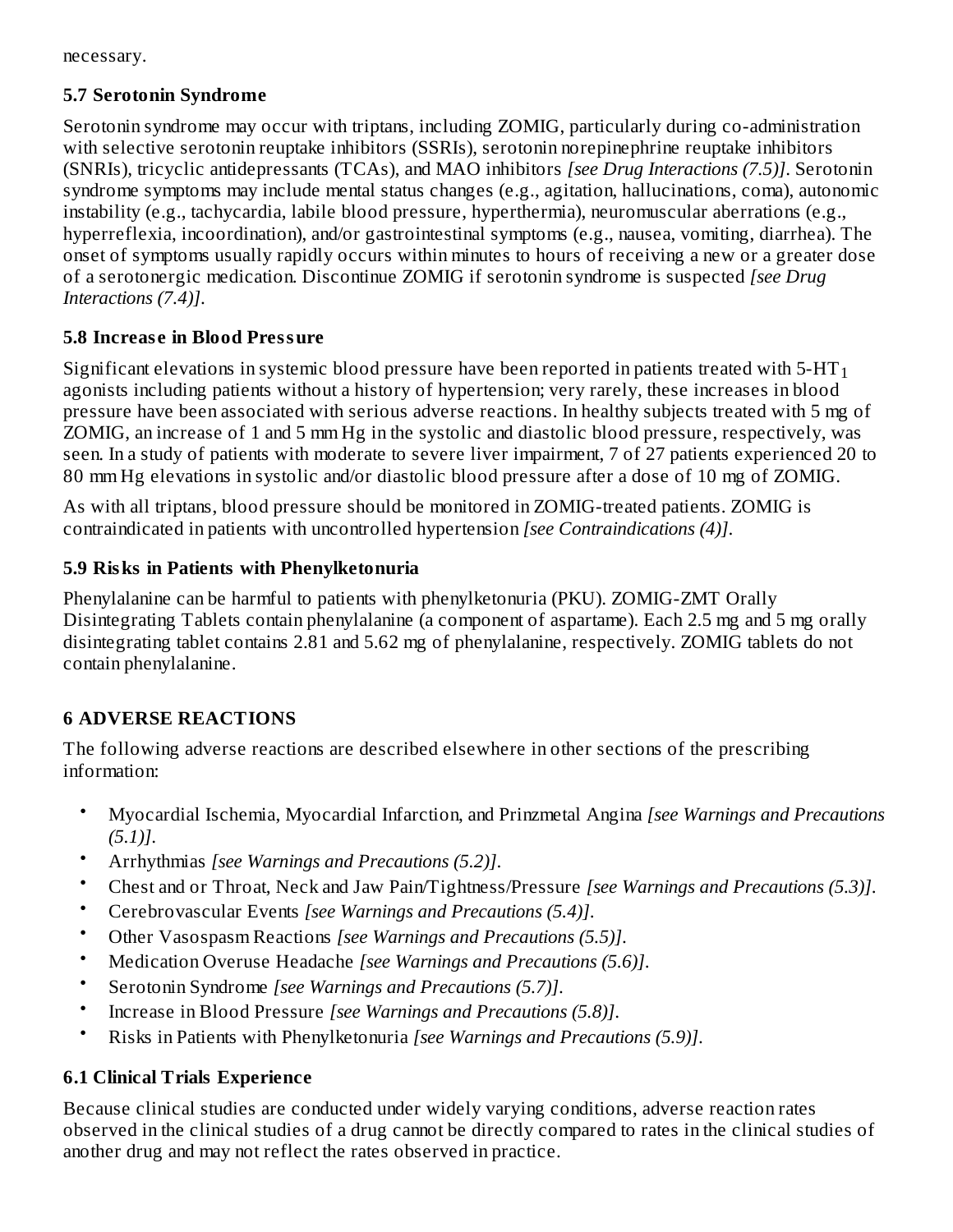necessary.

### 5.7 Serotonin Syndrome

Serotonin syndrome may occur with triptans, including ZOMIG, particularly during co-administration with selective serotonin reuptake inhibitors (SSRIs), serotonin norepinephrine reuptake inhibitors (SNRIs), tricyclic antidepressants (TCAs), and MAO inhibitors *[see Drug Interactions (7.5)]*. Serotonin syndrome symptoms may include mental status changes (e.g., agitation, hallucinations, coma), autonomic instability (e.g., tachycardia, labile blood pressure, hyperthermia), neuromuscular aberrations (e.g., hyperreflexia, incoordination), and/or gastrointestinal symptoms (e.g., nausea, vomiting, diarrhea). The onset of symptoms usually rapidly occurs within minutes to hours of receiving a new or a greater dose of a serotonergic medication. Discontinue ZOMIG if serotonin syndrome is suspected *[see Drug Interactions (7.4)]*.

### 5.8 Increase in Blood Pressure

Significant elevations in systemic blood pressure have been reported in patients treated with 5-$HT_1$ agonists including patients without a history of hypertension; very rarely, these increases in blood pressure have been associated with serious adverse reactions. In healthy subjects treated with 5 mg of ZOMIG, an increase of 1 and 5 mm Hg in the systolic and diastolic blood pressure, respectively, was seen. In a study of patients with moderate to severe liver impairment, 7 of 27 patients experienced 20 to 80 mm Hg elevations in systolic and/or diastolic blood pressure after a dose of 10 mg of ZOMIG.

As with all triptans, blood pressure should be monitored in ZOMIG-treated patients. ZOMIG is contraindicated in patients with uncontrolled hypertension *[see Contraindications (4)]*.

### 5.9 Risks in Patients with Phenylketonuria

Phenylalanine can be harmful to patients with phenylketonuria (PKU). ZOMIG-ZMT Orally Disintegrating Tablets contain phenylalanine (a component of aspartame). Each 2.5 mg and 5 mg orally disintegrating tablet contains 2.81 and 5.62 mg of phenylalanine, respectively. ZOMIG tablets do not contain phenylalanine.

## 6 ADVERSE REACTIONS

The following adverse reactions are described elsewhere in other sections of the prescribing information:

- Myocardial Ischemia, Myocardial Infarction, and Prinzmetal Angina *[see Warnings and Precautions (5.1)]*.
- Arrhythmias *[see Warnings and Precautions (5.2)]*.
- Chest and or Throat, Neck and Jaw Pain/Tightness/Pressure *[see Warnings and Precautions (5.3)]*.
- Cerebrovascular Events *[see Warnings and Precautions (5.4)]*.
- Other Vasospasm Reactions *[see Warnings and Precautions (5.5)]*.
- Medication Overuse Headache *[see Warnings and Precautions (5.6)]*.
- Serotonin Syndrome *[see Warnings and Precautions (5.7)]*.
- Increase in Blood Pressure *[see Warnings and Precautions (5.8)]*.
- Risks in Patients with Phenylketonuria *[see Warnings and Precautions (5.9)]*.

### 6.1 Clinical Trials Experience

Because clinical studies are conducted under widely varying conditions, adverse reaction rates observed in the clinical studies of a drug cannot be directly compared to rates in the clinical studies of another drug and may not reflect the rates observed in practice.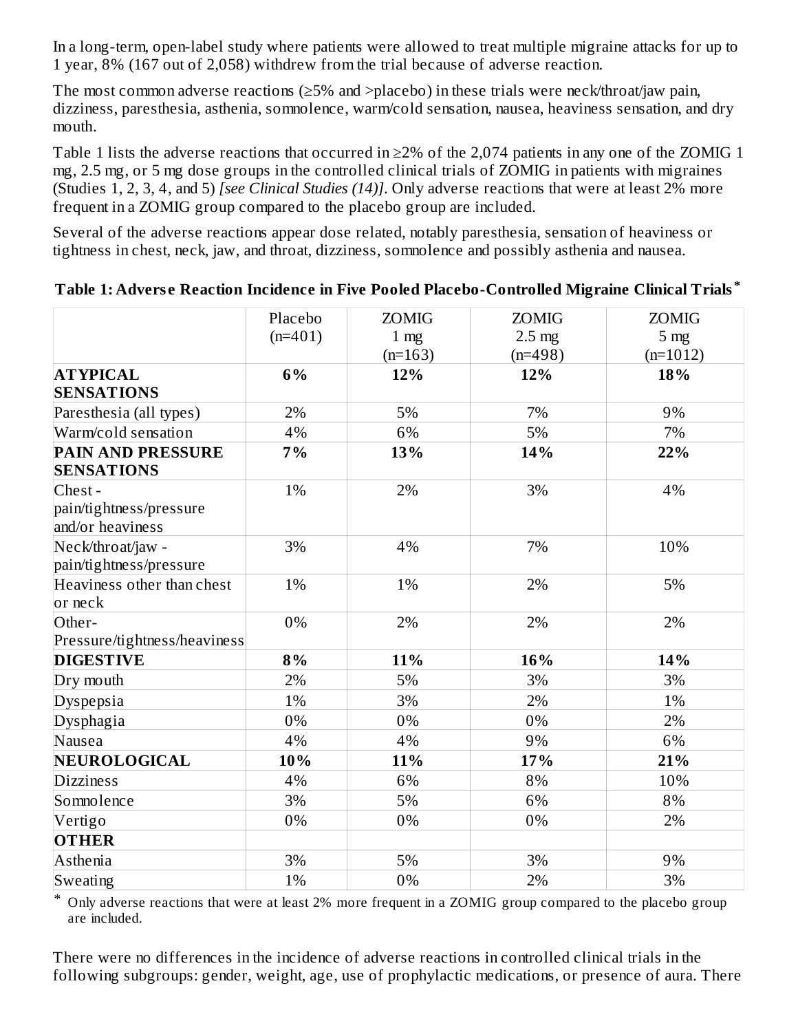In a long-term, open-label study where patients were allowed to treat multiple migraine attacks for up to 1 year, 8% (167 out of 2,058) withdrew from the trial because of adverse reaction.

The most common adverse reactions (≥5% and >placebo) in these trials were neck/throat/jaw pain, dizziness, paresthesia, asthenia, somnolence, warm/cold sensation, nausea, heaviness sensation, and dry mouth.

Table 1 lists the adverse reactions that occurred in ≥2% of the 2,074 patients in any one of the ZOMIG 1 mg, 2.5 mg, or 5 mg dose groups in the controlled clinical trials of ZOMIG in patients with migraines (Studies 1, 2, 3, 4, and 5) *[see Clinical Studies (14)]*. Only adverse reactions that were at least 2% more frequent in a ZOMIG group compared to the placebo group are included.

Several of the adverse reactions appear dose related, notably paresthesia, sensation of heaviness or tightness in chest, neck, jaw, and throat, dizziness, somnolence and possibly asthenia and nausea.

**Table 1: Adverse Reaction Incidence in Five Pooled Placebo-Controlled Migraine Clinical Trials***

| | Placebo (n=401) | ZOMIG 1 mg (n=163) | ZOMIG 2.5 mg (n=498) | ZOMIG 5 mg (n=1012) |
|---|---|---|---|---|
| **ATYPICAL SENSATIONS** | **6%** | **12%** | **12%** | **18%** |
| Paresthesia (all types) | 2% | 5% | 7% | 9% |
| Warm/cold sensation | 4% | 6% | 5% | 7% |
| **PAIN AND PRESSURE SENSATIONS** | **7%** | **13%** | **14%** | **22%** |
| Chest - pain/tightness/pressure and/or heaviness | 1% | 2% | 3% | 4% |
| Neck/throat/jaw - pain/tightness/pressure | 3% | 4% | 7% | 10% |
| Heaviness other than chest or neck | 1% | 1% | 2% | 5% |
| Other- Pressure/tightness/heaviness | 0% | 2% | 2% | 2% |
| **DIGESTIVE** | **8%** | **11%** | **16%** | **14%** |
| Dry mouth | 2% | 5% | 3% | 3% |
| Dyspepsia | 1% | 3% | 2% | 1% |
| Dysphagia | 0% | 0% | 0% | 2% |
| Nausea | 4% | 4% | 9% | 6% |
| **NEUROLOGICAL** | **10%** | **11%** | **17%** | **21%** |
| Dizziness | 4% | 6% | 8% | 10% |
| Somnolence | 3% | 5% | 6% | 8% |
| Vertigo | 0% | 0% | 0% | 2% |
| **OTHER** | | | | |
| Asthenia | 3% | 5% | 3% | 9% |
| Sweating | 1% | 0% | 2% | 3% |

* Only adverse reactions that were at least 2% more frequent in a ZOMIG group compared to the placebo group are included.

There were no differences in the incidence of adverse reactions in controlled clinical trials in the following subgroups: gender, weight, age, use of prophylactic medications, or presence of aura. There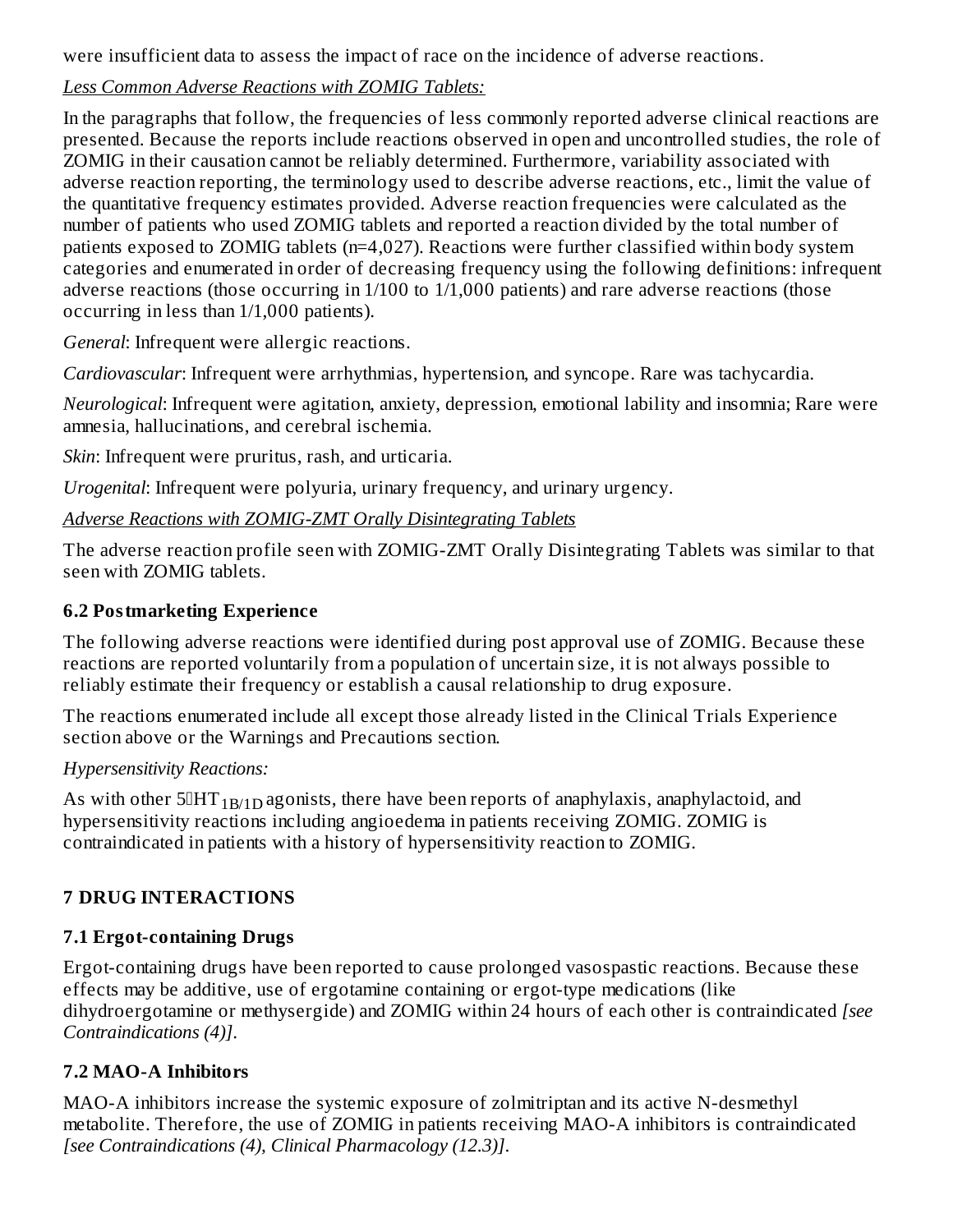were insufficient data to assess the impact of race on the incidence of adverse reactions.

*Less Common Adverse Reactions with ZOMIG Tablets:*

In the paragraphs that follow, the frequencies of less commonly reported adverse clinical reactions are presented. Because the reports include reactions observed in open and uncontrolled studies, the role of ZOMIG in their causation cannot be reliably determined. Furthermore, variability associated with adverse reaction reporting, the terminology used to describe adverse reactions, etc., limit the value of the quantitative frequency estimates provided. Adverse reaction frequencies were calculated as the number of patients who used ZOMIG tablets and reported a reaction divided by the total number of patients exposed to ZOMIG tablets (n=4,027). Reactions were further classified within body system categories and enumerated in order of decreasing frequency using the following definitions: infrequent adverse reactions (those occurring in 1/100 to 1/1,000 patients) and rare adverse reactions (those occurring in less than 1/1,000 patients).

*General*: Infrequent were allergic reactions.

*Cardiovascular*: Infrequent were arrhythmias, hypertension, and syncope. Rare was tachycardia.

*Neurological*: Infrequent were agitation, anxiety, depression, emotional lability and insomnia; Rare were amnesia, hallucinations, and cerebral ischemia.

*Skin*: Infrequent were pruritus, rash, and urticaria.

*Urogenital*: Infrequent were polyuria, urinary frequency, and urinary urgency.

*Adverse Reactions with ZOMIG-ZMT Orally Disintegrating Tablets*

The adverse reaction profile seen with ZOMIG-ZMT Orally Disintegrating Tablets was similar to that seen with ZOMIG tablets.

### 6.2 Postmarketing Experience

The following adverse reactions were identified during post approval use of ZOMIG. Because these reactions are reported voluntarily from a population of uncertain size, it is not always possible to reliably estimate their frequency or establish a causal relationship to drug exposure.

The reactions enumerated include all except those already listed in the Clinical Trials Experience section above or the Warnings and Precautions section.

*Hypersensitivity Reactions:*

As with other 5-$HT_{1B/1D}$ agonists, there have been reports of anaphylaxis, anaphylactoid, and hypersensitivity reactions including angioedema in patients receiving ZOMIG. ZOMIG is contraindicated in patients with a history of hypersensitivity reaction to ZOMIG.

## 7 DRUG INTERACTIONS

### 7.1 Ergot-containing Drugs

Ergot-containing drugs have been reported to cause prolonged vasospastic reactions. Because these effects may be additive, use of ergotamine containing or ergot-type medications (like dihydroergotamine or methysergide) and ZOMIG within 24 hours of each other is contraindicated *[see Contraindications (4)]*.

### 7.2 MAO-A Inhibitors

MAO-A inhibitors increase the systemic exposure of zolmitriptan and its active N-desmethyl metabolite. Therefore, the use of ZOMIG in patients receiving MAO-A inhibitors is contraindicated *[see Contraindications (4), Clinical Pharmacology (12.3)]*.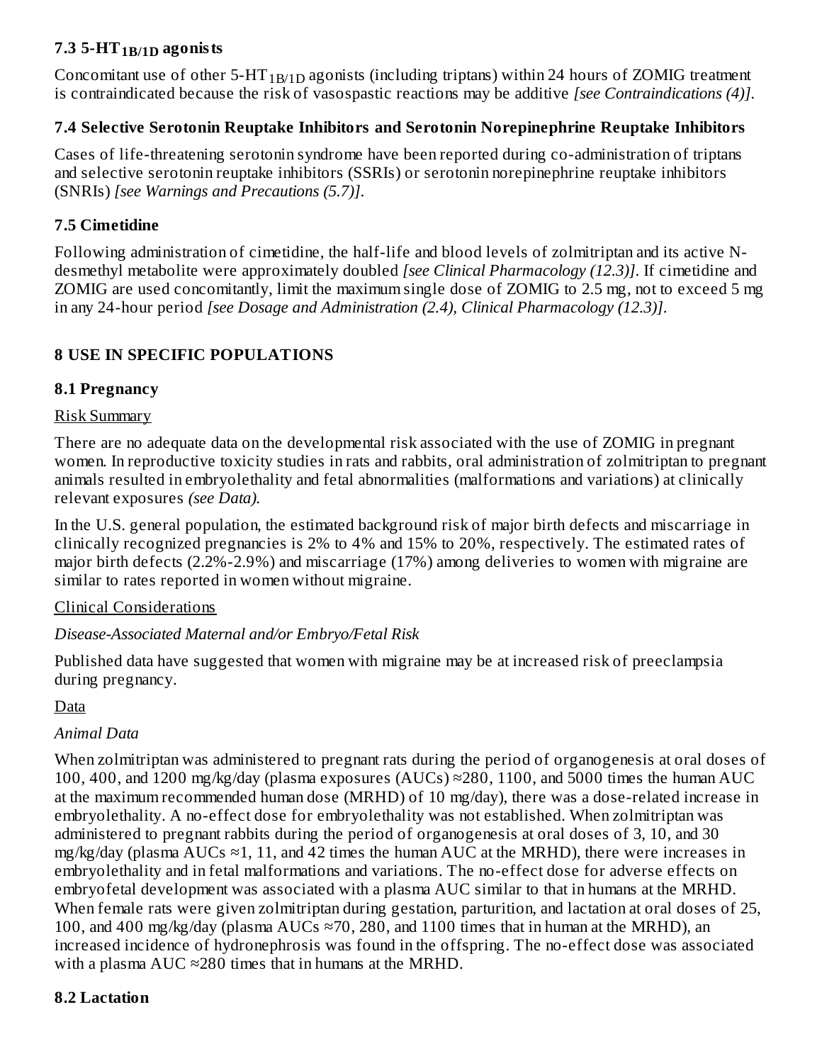### 7.3 5-HT$_{1B/1D}$ agonists

Concomitant use of other 5-HT$_{1B/1D}$ agonists (including triptans) within 24 hours of ZOMIG treatment is contraindicated because the risk of vasospastic reactions may be additive *[see Contraindications (4)]*.

### 7.4 Selective Serotonin Reuptake Inhibitors and Serotonin Norepinephrine Reuptake Inhibitors

Cases of life-threatening serotonin syndrome have been reported during co-administration of triptans and selective serotonin reuptake inhibitors (SSRIs) or serotonin norepinephrine reuptake inhibitors (SNRIs) *[see Warnings and Precautions (5.7)]*.

### 7.5 Cimetidine

Following administration of cimetidine, the half-life and blood levels of zolmitriptan and its active N-desmethyl metabolite were approximately doubled *[see Clinical Pharmacology (12.3)]*. If cimetidine and ZOMIG are used concomitantly, limit the maximum single dose of ZOMIG to 2.5 mg, not to exceed 5 mg in any 24-hour period *[see Dosage and Administration (2.4), Clinical Pharmacology (12.3)]*.

## 8 USE IN SPECIFIC POPULATIONS

### 8.1 Pregnancy

Risk Summary

There are no adequate data on the developmental risk associated with the use of ZOMIG in pregnant women. In reproductive toxicity studies in rats and rabbits, oral administration of zolmitriptan to pregnant animals resulted in embryolethality and fetal abnormalities (malformations and variations) at clinically relevant exposures *(see Data)*.

In the U.S. general population, the estimated background risk of major birth defects and miscarriage in clinically recognized pregnancies is 2% to 4% and 15% to 20%, respectively. The estimated rates of major birth defects (2.2%-2.9%) and miscarriage (17%) among deliveries to women with migraine are similar to rates reported in women without migraine.

Clinical Considerations

*Disease-Associated Maternal and/or Embryo/Fetal Risk*

Published data have suggested that women with migraine may be at increased risk of preeclampsia during pregnancy.

Data

*Animal Data*

When zolmitriptan was administered to pregnant rats during the period of organogenesis at oral doses of 100, 400, and 1200 mg/kg/day (plasma exposures (AUCs) ≈280, 1100, and 5000 times the human AUC at the maximum recommended human dose (MRHD) of 10 mg/day), there was a dose-related increase in embryolethality. A no-effect dose for embryolethality was not established. When zolmitriptan was administered to pregnant rabbits during the period of organogenesis at oral doses of 3, 10, and 30 mg/kg/day (plasma AUCs ≈1, 11, and 42 times the human AUC at the MRHD), there were increases in embryolethality and in fetal malformations and variations. The no-effect dose for adverse effects on embryofetal development was associated with a plasma AUC similar to that in humans at the MRHD. When female rats were given zolmitriptan during gestation, parturition, and lactation at oral doses of 25, 100, and 400 mg/kg/day (plasma AUCs ≈70, 280, and 1100 times that in human at the MRHD), an increased incidence of hydronephrosis was found in the offspring. The no-effect dose was associated with a plasma AUC ≈280 times that in humans at the MRHD.

### 8.2 Lactation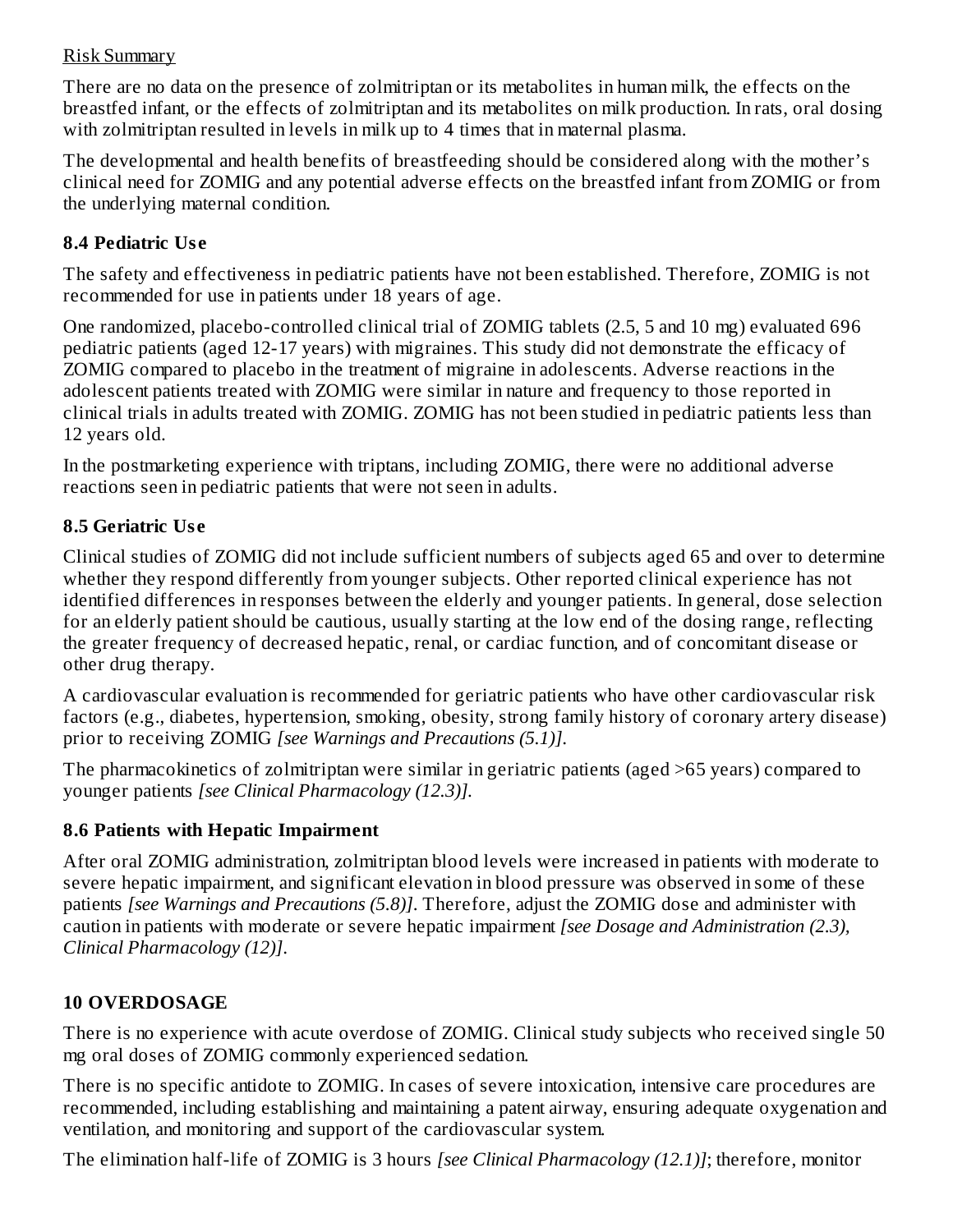Risk Summary

There are no data on the presence of zolmitriptan or its metabolites in human milk, the effects on the breastfed infant, or the effects of zolmitriptan and its metabolites on milk production. In rats, oral dosing with zolmitriptan resulted in levels in milk up to 4 times that in maternal plasma.

The developmental and health benefits of breastfeeding should be considered along with the mother's clinical need for ZOMIG and any potential adverse effects on the breastfed infant from ZOMIG or from the underlying maternal condition.

### 8.4 Pediatric Use

The safety and effectiveness in pediatric patients have not been established. Therefore, ZOMIG is not recommended for use in patients under 18 years of age.

One randomized, placebo-controlled clinical trial of ZOMIG tablets (2.5, 5 and 10 mg) evaluated 696 pediatric patients (aged 12-17 years) with migraines. This study did not demonstrate the efficacy of ZOMIG compared to placebo in the treatment of migraine in adolescents. Adverse reactions in the adolescent patients treated with ZOMIG were similar in nature and frequency to those reported in clinical trials in adults treated with ZOMIG. ZOMIG has not been studied in pediatric patients less than 12 years old.

In the postmarketing experience with triptans, including ZOMIG, there were no additional adverse reactions seen in pediatric patients that were not seen in adults.

### 8.5 Geriatric Use

Clinical studies of ZOMIG did not include sufficient numbers of subjects aged 65 and over to determine whether they respond differently from younger subjects. Other reported clinical experience has not identified differences in responses between the elderly and younger patients. In general, dose selection for an elderly patient should be cautious, usually starting at the low end of the dosing range, reflecting the greater frequency of decreased hepatic, renal, or cardiac function, and of concomitant disease or other drug therapy.

A cardiovascular evaluation is recommended for geriatric patients who have other cardiovascular risk factors (e.g., diabetes, hypertension, smoking, obesity, strong family history of coronary artery disease) prior to receiving ZOMIG *[see Warnings and Precautions (5.1)]*.

The pharmacokinetics of zolmitriptan were similar in geriatric patients (aged >65 years) compared to younger patients *[see Clinical Pharmacology (12.3)]*.

### 8.6 Patients with Hepatic Impairment

After oral ZOMIG administration, zolmitriptan blood levels were increased in patients with moderate to severe hepatic impairment, and significant elevation in blood pressure was observed in some of these patients *[see Warnings and Precautions (5.8)]*. Therefore, adjust the ZOMIG dose and administer with caution in patients with moderate or severe hepatic impairment *[see Dosage and Administration (2.3), Clinical Pharmacology (12)]*.

## 10 OVERDOSAGE

There is no experience with acute overdose of ZOMIG. Clinical study subjects who received single 50 mg oral doses of ZOMIG commonly experienced sedation.

There is no specific antidote to ZOMIG. In cases of severe intoxication, intensive care procedures are recommended, including establishing and maintaining a patent airway, ensuring adequate oxygenation and ventilation, and monitoring and support of the cardiovascular system.

The elimination half-life of ZOMIG is 3 hours *[see Clinical Pharmacology (12.1)]*; therefore, monitor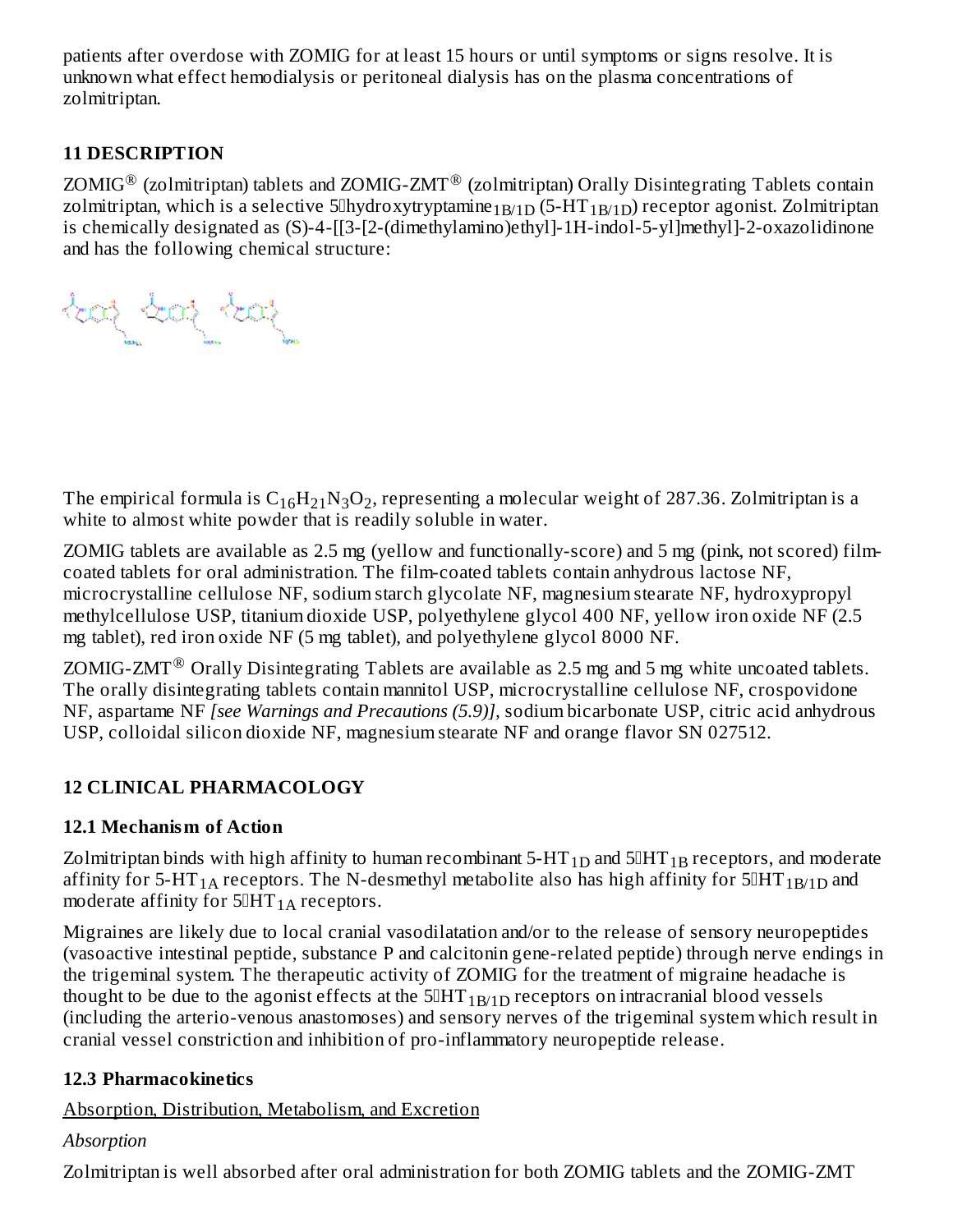patients after overdose with ZOMIG for at least 15 hours or until symptoms or signs resolve. It is unknown what effect hemodialysis or peritoneal dialysis has on the plasma concentrations of zolmitriptan.

## 11 DESCRIPTION

ZOMIG® (zolmitriptan) tablets and ZOMIG-ZMT® (zolmitriptan) Orally Disintegrating Tablets contain zolmitriptan, which is a selective 5-hydroxytryptamine$_{1B/1D}$ (5-HT$_{1B/1D}$) receptor agonist. Zolmitriptan is chemically designated as (S)-4-[[3-[2-(dimethylamino)ethyl]-1H-indol-5-yl]methyl]-2-oxazolidinone and has the following chemical structure:

The empirical formula is $C_{16}H_{21}N_3O_2$, representing a molecular weight of 287.36. Zolmitriptan is a white to almost white powder that is readily soluble in water.

ZOMIG tablets are available as 2.5 mg (yellow and functionally-score) and 5 mg (pink, not scored) film-coated tablets for oral administration. The film-coated tablets contain anhydrous lactose NF, microcrystalline cellulose NF, sodium starch glycolate NF, magnesium stearate NF, hydroxypropyl methylcellulose USP, titanium dioxide USP, polyethylene glycol 400 NF, yellow iron oxide NF (2.5 mg tablet), red iron oxide NF (5 mg tablet), and polyethylene glycol 8000 NF.

ZOMIG-ZMT® Orally Disintegrating Tablets are available as 2.5 mg and 5 mg white uncoated tablets. The orally disintegrating tablets contain mannitol USP, microcrystalline cellulose NF, crospovidone NF, aspartame NF *[see Warnings and Precautions (5.9)]*, sodium bicarbonate USP, citric acid anhydrous USP, colloidal silicon dioxide NF, magnesium stearate NF and orange flavor SN 027512.

## 12 CLINICAL PHARMACOLOGY

### 12.1 Mechanism of Action

Zolmitriptan binds with high affinity to human recombinant 5-HT$_{1D}$ and 5-HT$_{1B}$ receptors, and moderate affinity for 5-HT$_{1A}$ receptors. The N-desmethyl metabolite also has high affinity for 5-HT$_{1B/1D}$ and moderate affinity for 5-HT$_{1A}$ receptors.

Migraines are likely due to local cranial vasodilatation and/or to the release of sensory neuropeptides (vasoactive intestinal peptide, substance P and calcitonin gene-related peptide) through nerve endings in the trigeminal system. The therapeutic activity of ZOMIG for the treatment of migraine headache is thought to be due to the agonist effects at the 5-HT$_{1B/1D}$ receptors on intracranial blood vessels (including the arterio-venous anastomoses) and sensory nerves of the trigeminal system which result in cranial vessel constriction and inhibition of pro-inflammatory neuropeptide release.

### 12.3 Pharmacokinetics

Absorption, Distribution, Metabolism, and Excretion

*Absorption*

Zolmitriptan is well absorbed after oral administration for both ZOMIG tablets and the ZOMIG-ZMT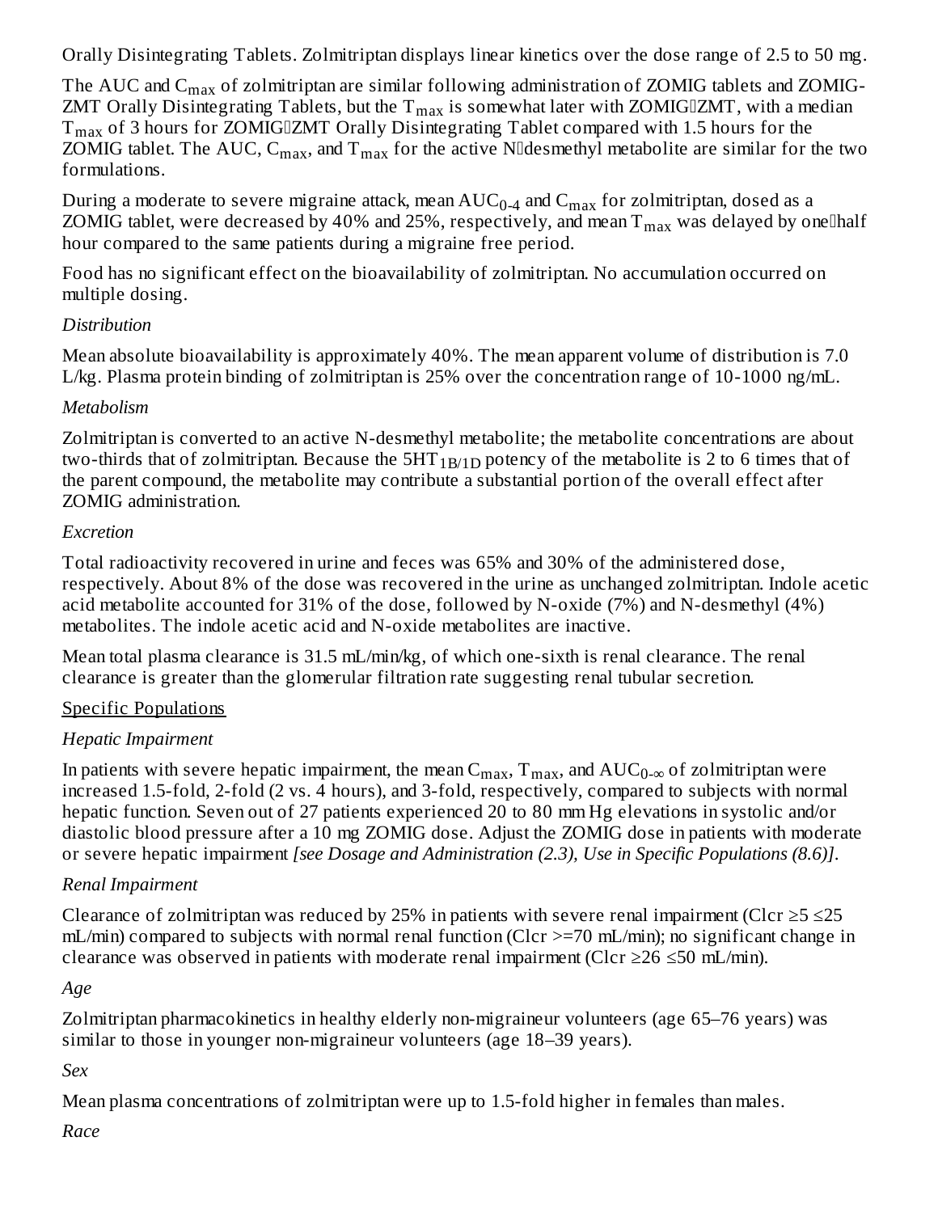Orally Disintegrating Tablets. Zolmitriptan displays linear kinetics over the dose range of 2.5 to 50 mg.

The AUC and $C_{max}$ of zolmitriptan are similar following administration of ZOMIG tablets and ZOMIG-ZMT Orally Disintegrating Tablets, but the $T_{max}$ is somewhat later with ZOMIG‑ZMT, with a median $T_{max}$ of 3 hours for ZOMIG‑ZMT Orally Disintegrating Tablet compared with 1.5 hours for the ZOMIG tablet. The AUC, $C_{max}$, and $T_{max}$ for the active N‑desmethyl metabolite are similar for the two formulations.

During a moderate to severe migraine attack, mean $AUC_{0-4}$ and $C_{max}$ for zolmitriptan, dosed as a ZOMIG tablet, were decreased by 40% and 25%, respectively, and mean $T_{max}$ was delayed by one‑half hour compared to the same patients during a migraine free period.

Food has no significant effect on the bioavailability of zolmitriptan. No accumulation occurred on multiple dosing.

*Distribution*

Mean absolute bioavailability is approximately 40%. The mean apparent volume of distribution is 7.0 L/kg. Plasma protein binding of zolmitriptan is 25% over the concentration range of 10-1000 ng/mL.

*Metabolism*

Zolmitriptan is converted to an active N-desmethyl metabolite; the metabolite concentrations are about two-thirds that of zolmitriptan. Because the $5HT_{1B/1D}$ potency of the metabolite is 2 to 6 times that of the parent compound, the metabolite may contribute a substantial portion of the overall effect after ZOMIG administration.

*Excretion*

Total radioactivity recovered in urine and feces was 65% and 30% of the administered dose, respectively. About 8% of the dose was recovered in the urine as unchanged zolmitriptan. Indole acetic acid metabolite accounted for 31% of the dose, followed by N-oxide (7%) and N-desmethyl (4%) metabolites. The indole acetic acid and N-oxide metabolites are inactive.

Mean total plasma clearance is 31.5 mL/min/kg, of which one-sixth is renal clearance. The renal clearance is greater than the glomerular filtration rate suggesting renal tubular secretion.

Specific Populations

*Hepatic Impairment*

In patients with severe hepatic impairment, the mean $C_{max}$, $T_{max}$, and $AUC_{0-\infty}$ of zolmitriptan were increased 1.5-fold, 2-fold (2 vs. 4 hours), and 3-fold, respectively, compared to subjects with normal hepatic function. Seven out of 27 patients experienced 20 to 80 mm Hg elevations in systolic and/or diastolic blood pressure after a 10 mg ZOMIG dose. Adjust the ZOMIG dose in patients with moderate or severe hepatic impairment *[see Dosage and Administration (2.3), Use in Specific Populations (8.6)]*.

*Renal Impairment*

Clearance of zolmitriptan was reduced by 25% in patients with severe renal impairment (Clcr ≥5 ≤25 mL/min) compared to subjects with normal renal function (Clcr >=70 mL/min); no significant change in clearance was observed in patients with moderate renal impairment (Clcr ≥26 ≤50 mL/min).

*Age*

Zolmitriptan pharmacokinetics in healthy elderly non-migraineur volunteers (age 65–76 years) was similar to those in younger non-migraineur volunteers (age 18–39 years).

*Sex*

Mean plasma concentrations of zolmitriptan were up to 1.5-fold higher in females than males.

*Race*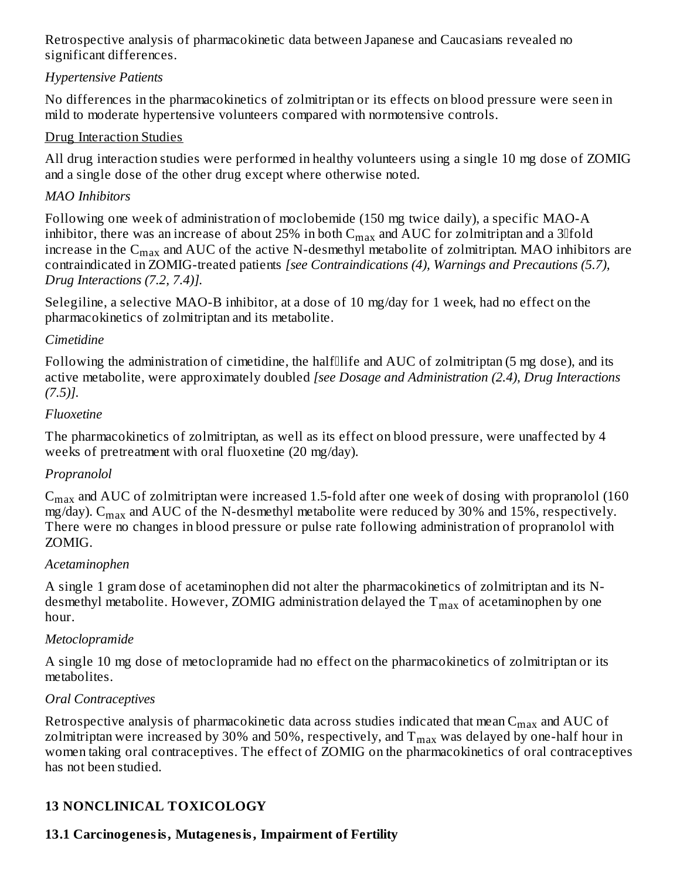Retrospective analysis of pharmacokinetic data between Japanese and Caucasians revealed no significant differences.

*Hypertensive Patients*

No differences in the pharmacokinetics of zolmitriptan or its effects on blood pressure were seen in mild to moderate hypertensive volunteers compared with normotensive controls.

Drug Interaction Studies

All drug interaction studies were performed in healthy volunteers using a single 10 mg dose of ZOMIG and a single dose of the other drug except where otherwise noted.

*MAO Inhibitors*

Following one week of administration of moclobemide (150 mg twice daily), a specific MAO-A inhibitor, there was an increase of about 25% in both $C_{max}$ and AUC for zolmitriptan and a 3‑fold increase in the $C_{max}$ and AUC of the active N-desmethyl metabolite of zolmitriptan. MAO inhibitors are contraindicated in ZOMIG-treated patients *[see Contraindications (4), Warnings and Precautions (5.7), Drug Interactions (7.2, 7.4)].*

Selegiline, a selective MAO-B inhibitor, at a dose of 10 mg/day for 1 week, had no effect on the pharmacokinetics of zolmitriptan and its metabolite.

*Cimetidine*

Following the administration of cimetidine, the half‑life and AUC of zolmitriptan (5 mg dose), and its active metabolite, were approximately doubled *[see Dosage and Administration (2.4), Drug Interactions (7.5)].*

*Fluoxetine*

The pharmacokinetics of zolmitriptan, as well as its effect on blood pressure, were unaffected by 4 weeks of pretreatment with oral fluoxetine (20 mg/day).

*Propranolol*

$C_{max}$ and AUC of zolmitriptan were increased 1.5-fold after one week of dosing with propranolol (160 mg/day). $C_{max}$ and AUC of the N-desmethyl metabolite were reduced by 30% and 15%, respectively. There were no changes in blood pressure or pulse rate following administration of propranolol with ZOMIG.

*Acetaminophen*

A single 1 gram dose of acetaminophen did not alter the pharmacokinetics of zolmitriptan and its N-desmethyl metabolite. However, ZOMIG administration delayed the $T_{max}$ of acetaminophen by one hour.

*Metoclopramide*

A single 10 mg dose of metoclopramide had no effect on the pharmacokinetics of zolmitriptan or its metabolites.

*Oral Contraceptives*

Retrospective analysis of pharmacokinetic data across studies indicated that mean $C_{max}$ and AUC of zolmitriptan were increased by 30% and 50%, respectively, and $T_{max}$ was delayed by one-half hour in women taking oral contraceptives. The effect of ZOMIG on the pharmacokinetics of oral contraceptives has not been studied.

## 13 NONCLINICAL TOXICOLOGY

### 13.1 Carcinogenesis, Mutagenesis, Impairment of Fertility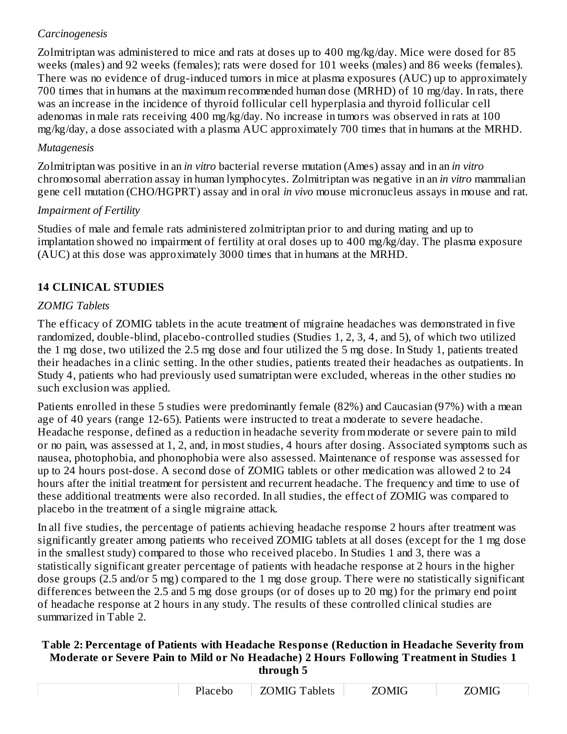*Carcinogenesis*

Zolmitriptan was administered to mice and rats at doses up to 400 mg/kg/day. Mice were dosed for 85 weeks (males) and 92 weeks (females); rats were dosed for 101 weeks (males) and 86 weeks (females). There was no evidence of drug-induced tumors in mice at plasma exposures (AUC) up to approximately 700 times that in humans at the maximum recommended human dose (MRHD) of 10 mg/day. In rats, there was an increase in the incidence of thyroid follicular cell hyperplasia and thyroid follicular cell adenomas in male rats receiving 400 mg/kg/day. No increase in tumors was observed in rats at 100 mg/kg/day, a dose associated with a plasma AUC approximately 700 times that in humans at the MRHD.

*Mutagenesis*

Zolmitriptan was positive in an *in vitro* bacterial reverse mutation (Ames) assay and in an *in vitro* chromosomal aberration assay in human lymphocytes. Zolmitriptan was negative in an *in vitro* mammalian gene cell mutation (CHO/HGPRT) assay and in oral *in vivo* mouse micronucleus assays in mouse and rat.

*Impairment of Fertility*

Studies of male and female rats administered zolmitriptan prior to and during mating and up to implantation showed no impairment of fertility at oral doses up to 400 mg/kg/day. The plasma exposure (AUC) at this dose was approximately 3000 times that in humans at the MRHD.

## 14 CLINICAL STUDIES

*ZOMIG Tablets*

The efficacy of ZOMIG tablets in the acute treatment of migraine headaches was demonstrated in five randomized, double-blind, placebo-controlled studies (Studies 1, 2, 3, 4, and 5), of which two utilized the 1 mg dose, two utilized the 2.5 mg dose and four utilized the 5 mg dose. In Study 1, patients treated their headaches in a clinic setting. In the other studies, patients treated their headaches as outpatients. In Study 4, patients who had previously used sumatriptan were excluded, whereas in the other studies no such exclusion was applied.

Patients enrolled in these 5 studies were predominantly female (82%) and Caucasian (97%) with a mean age of 40 years (range 12-65). Patients were instructed to treat a moderate to severe headache. Headache response, defined as a reduction in headache severity from moderate or severe pain to mild or no pain, was assessed at 1, 2, and, in most studies, 4 hours after dosing. Associated symptoms such as nausea, photophobia, and phonophobia were also assessed. Maintenance of response was assessed for up to 24 hours post-dose. A second dose of ZOMIG tablets or other medication was allowed 2 to 24 hours after the initial treatment for persistent and recurrent headache. The frequency and time to use of these additional treatments were also recorded. In all studies, the effect of ZOMIG was compared to placebo in the treatment of a single migraine attack.

In all five studies, the percentage of patients achieving headache response 2 hours after treatment was significantly greater among patients who received ZOMIG tablets at all doses (except for the 1 mg dose in the smallest study) compared to those who received placebo. In Studies 1 and 3, there was a statistically significant greater percentage of patients with headache response at 2 hours in the higher dose groups (2.5 and/or 5 mg) compared to the 1 mg dose group. There were no statistically significant differences between the 2.5 and 5 mg dose groups (or of doses up to 20 mg) for the primary end point of headache response at 2 hours in any study. The results of these controlled clinical studies are summarized in Table 2.

**Table 2: Percentage of Patients with Headache Response (Reduction in Headache Severity from Moderate or Severe Pain to Mild or No Headache) 2 Hours Following Treatment in Studies 1 through 5**

| | Placebo | ZOMIG Tablets | ZOMIG | ZOMIG |
|---|---|---|---|---|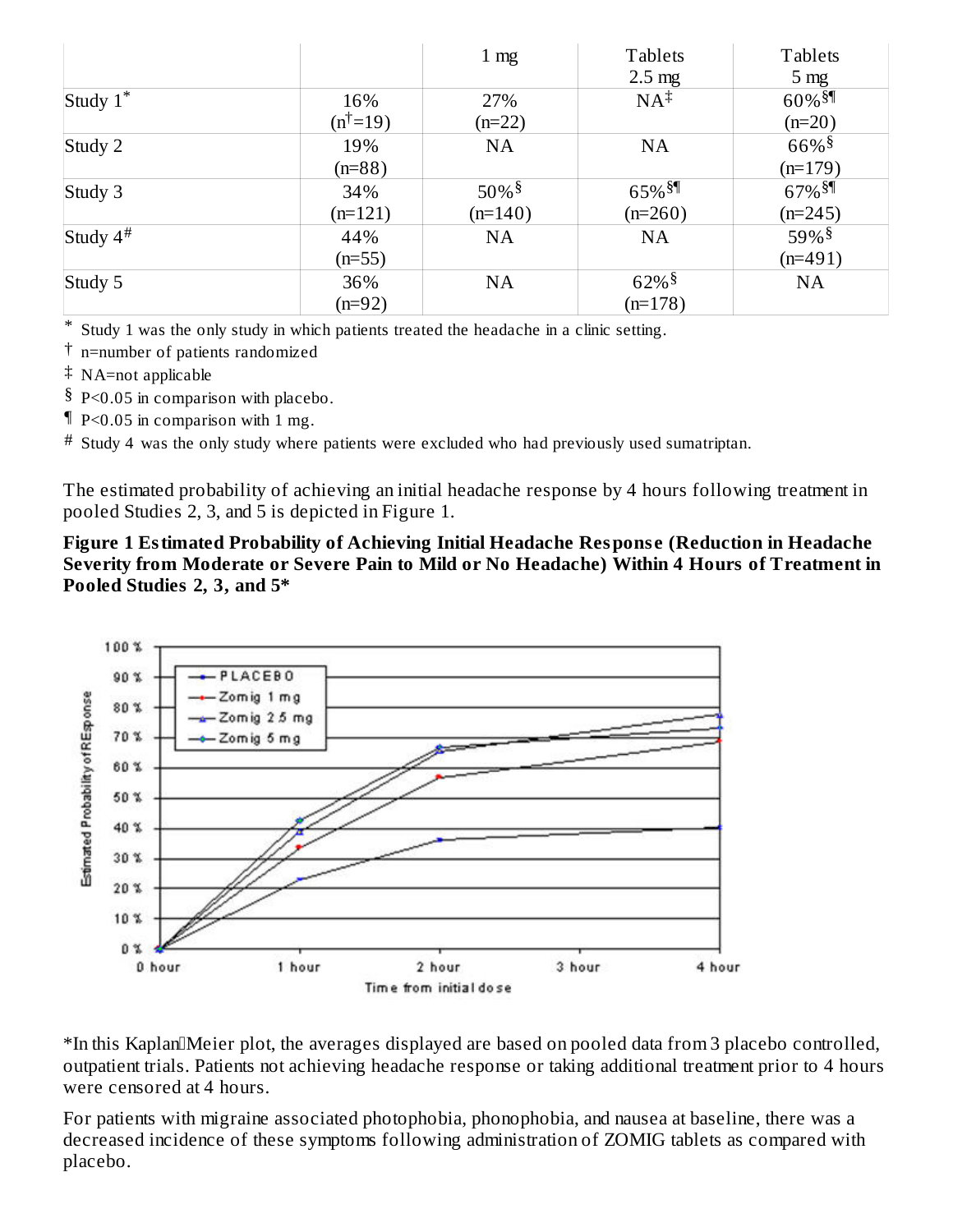| | | 1 mg | Tablets 2.5 mg | Tablets 5 mg |
|---|---|---|---|---|
| Study 1* | 16% (n†=19) | 27% (n=22) | NA‡ | 60%§¶ (n=20) |
| Study 2 | 19% (n=88) | NA | NA | 66%§ (n=179) |
| Study 3 | 34% (n=121) | 50%§ (n=140) | 65%§¶ (n=260) | 67%§¶ (n=245) |
| Study 4# | 44% (n=55) | NA | NA | 59%§ (n=491) |
| Study 5 | 36% (n=92) | NA | 62%§ (n=178) | NA |

* Study 1 was the only study in which patients treated the headache in a clinic setting.

† n=number of patients randomized

‡ NA=not applicable

§ P<0.05 in comparison with placebo.

¶ P<0.05 in comparison with 1 mg.

# Study 4 was the only study where patients were excluded who had previously used sumatriptan.

The estimated probability of achieving an initial headache response by 4 hours following treatment in pooled Studies 2, 3, and 5 is depicted in Figure 1.

**Figure 1 Estimated Probability of Achieving Initial Headache Response (Reduction in Headache Severity from Moderate or Severe Pain to Mild or No Headache) Within 4 Hours of Treatment in Pooled Studies 2, 3, and 5***

*In this Kaplan‑Meier plot, the averages displayed are based on pooled data from 3 placebo controlled, outpatient trials. Patients not achieving headache response or taking additional treatment prior to 4 hours were censored at 4 hours.

For patients with migraine associated photophobia, phonophobia, and nausea at baseline, there was a decreased incidence of these symptoms following administration of ZOMIG tablets as compared with placebo.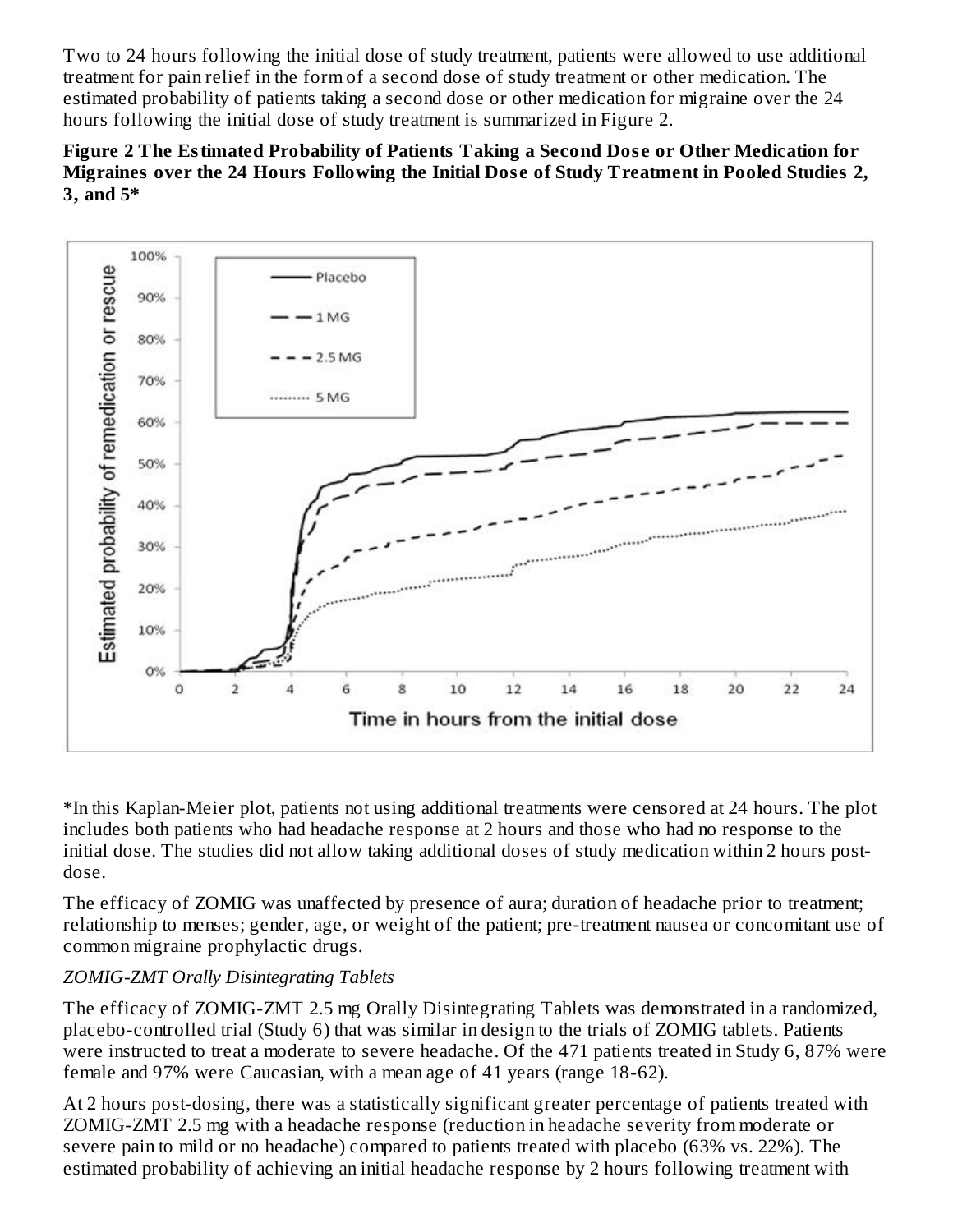Two to 24 hours following the initial dose of study treatment, patients were allowed to use additional treatment for pain relief in the form of a second dose of study treatment or other medication. The estimated probability of patients taking a second dose or other medication for migraine over the 24 hours following the initial dose of study treatment is summarized in Figure 2.

**Figure 2 The Estimated Probability of Patients Taking a Second Dose or Other Medication for Migraines over the 24 Hours Following the Initial Dose of Study Treatment in Pooled Studies 2, 3, and 5***

*In this Kaplan-Meier plot, patients not using additional treatments were censored at 24 hours. The plot includes both patients who had headache response at 2 hours and those who had no response to the initial dose. The studies did not allow taking additional doses of study medication within 2 hours post-dose.

The efficacy of ZOMIG was unaffected by presence of aura; duration of headache prior to treatment; relationship to menses; gender, age, or weight of the patient; pre-treatment nausea or concomitant use of common migraine prophylactic drugs.

*ZOMIG-ZMT Orally Disintegrating Tablets*

The efficacy of ZOMIG-ZMT 2.5 mg Orally Disintegrating Tablets was demonstrated in a randomized, placebo-controlled trial (Study 6) that was similar in design to the trials of ZOMIG tablets. Patients were instructed to treat a moderate to severe headache. Of the 471 patients treated in Study 6, 87% were female and 97% were Caucasian, with a mean age of 41 years (range 18-62).

At 2 hours post-dosing, there was a statistically significant greater percentage of patients treated with ZOMIG-ZMT 2.5 mg with a headache response (reduction in headache severity from moderate or severe pain to mild or no headache) compared to patients treated with placebo (63% vs. 22%). The estimated probability of achieving an initial headache response by 2 hours following treatment with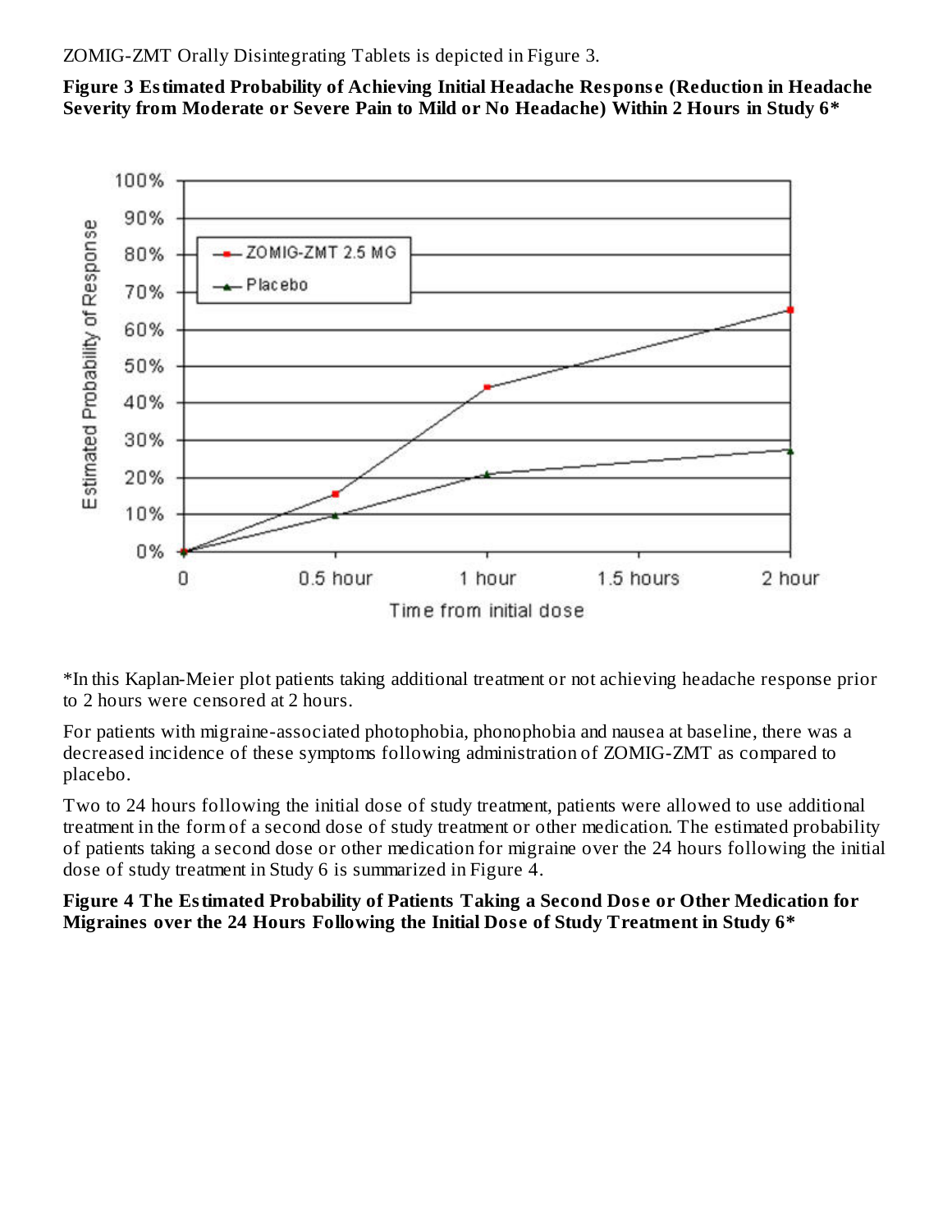ZOMIG-ZMT Orally Disintegrating Tablets is depicted in Figure 3.

**Figure 3 Estimated Probability of Achieving Initial Headache Response (Reduction in Headache Severity from Moderate or Severe Pain to Mild or No Headache) Within 2 Hours in Study 6***

*In this Kaplan-Meier plot patients taking additional treatment or not achieving headache response prior to 2 hours were censored at 2 hours.

For patients with migraine-associated photophobia, phonophobia and nausea at baseline, there was a decreased incidence of these symptoms following administration of ZOMIG-ZMT as compared to placebo.

Two to 24 hours following the initial dose of study treatment, patients were allowed to use additional treatment in the form of a second dose of study treatment or other medication. The estimated probability of patients taking a second dose or other medication for migraine over the 24 hours following the initial dose of study treatment in Study 6 is summarized in Figure 4.

**Figure 4 The Estimated Probability of Patients Taking a Second Dose or Other Medication for Migraines over the 24 Hours Following the Initial Dose of Study Treatment in Study 6***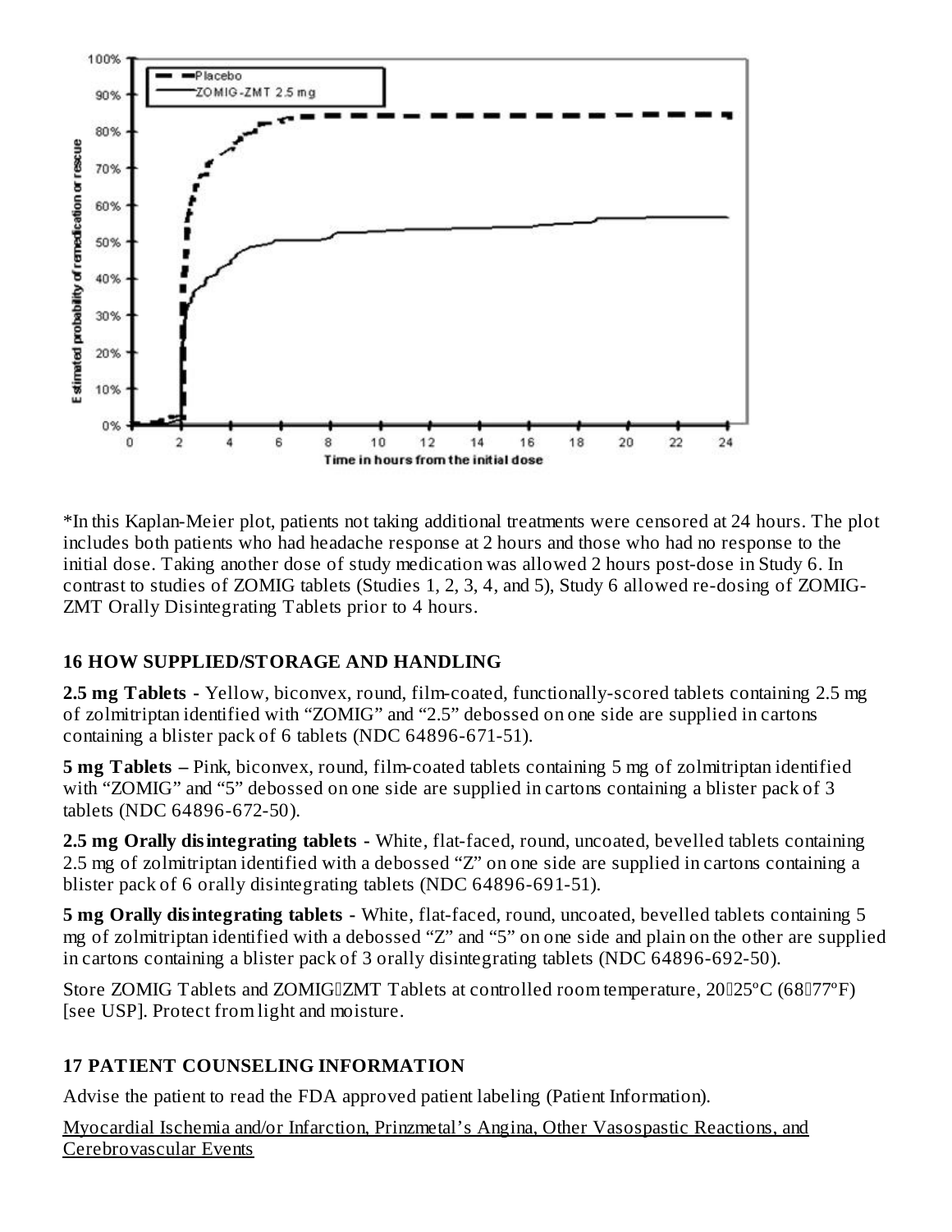*In this Kaplan-Meier plot, patients not taking additional treatments were censored at 24 hours. The plot includes both patients who had headache response at 2 hours and those who had no response to the initial dose. Taking another dose of study medication was allowed 2 hours post-dose in Study 6. In contrast to studies of ZOMIG tablets (Studies 1, 2, 3, 4, and 5), Study 6 allowed re-dosing of ZOMIG-ZMT Orally Disintegrating Tablets prior to 4 hours.

## 16 HOW SUPPLIED/STORAGE AND HANDLING

**2.5 mg Tablets -** Yellow, biconvex, round, film-coated, functionally-scored tablets containing 2.5 mg of zolmitriptan identified with "ZOMIG" and "2.5" debossed on one side are supplied in cartons containing a blister pack of 6 tablets (NDC 64896-671-51).

**5 mg Tablets –** Pink, biconvex, round, film-coated tablets containing 5 mg of zolmitriptan identified with "ZOMIG" and "5" debossed on one side are supplied in cartons containing a blister pack of 3 tablets (NDC 64896-672-50).

**2.5 mg Orally disintegrating tablets -** White, flat-faced, round, uncoated, bevelled tablets containing 2.5 mg of zolmitriptan identified with a debossed "Z" on one side are supplied in cartons containing a blister pack of 6 orally disintegrating tablets (NDC 64896-691-51).

**5 mg Orally disintegrating tablets -** White, flat-faced, round, uncoated, bevelled tablets containing 5 mg of zolmitriptan identified with a debossed "Z" and "5" on one side and plain on the other are supplied in cartons containing a blister pack of 3 orally disintegrating tablets (NDC 64896-692-50).

Store ZOMIG Tablets and ZOMIG-ZMT Tablets at controlled room temperature, 20–25ºC (68–77ºF) [see USP]. Protect from light and moisture.

## 17 PATIENT COUNSELING INFORMATION

Advise the patient to read the FDA approved patient labeling (Patient Information).

Myocardial Ischemia and/or Infarction, Prinzmetal's Angina, Other Vasospastic Reactions, and Cerebrovascular Events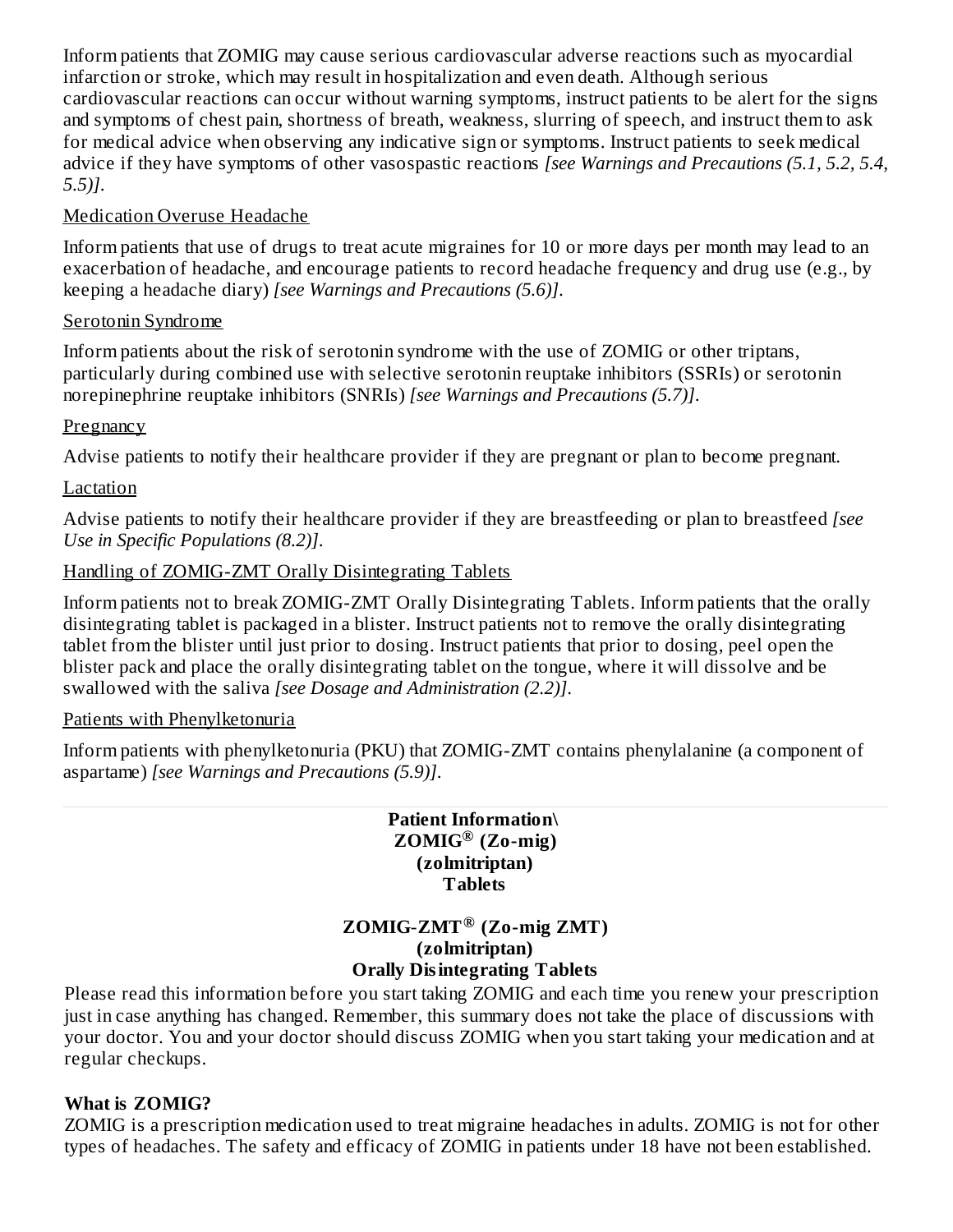Inform patients that ZOMIG may cause serious cardiovascular adverse reactions such as myocardial infarction or stroke, which may result in hospitalization and even death. Although serious cardiovascular reactions can occur without warning symptoms, instruct patients to be alert for the signs and symptoms of chest pain, shortness of breath, weakness, slurring of speech, and instruct them to ask for medical advice when observing any indicative sign or symptoms. Instruct patients to seek medical advice if they have symptoms of other vasospastic reactions *[see Warnings and Precautions (5.1, 5.2, 5.4, 5.5)]*.

Medication Overuse Headache

Inform patients that use of drugs to treat acute migraines for 10 or more days per month may lead to an exacerbation of headache, and encourage patients to record headache frequency and drug use (e.g., by keeping a headache diary) *[see Warnings and Precautions (5.6)]*.

Serotonin Syndrome

Inform patients about the risk of serotonin syndrome with the use of ZOMIG or other triptans, particularly during combined use with selective serotonin reuptake inhibitors (SSRIs) or serotonin norepinephrine reuptake inhibitors (SNRIs) *[see Warnings and Precautions (5.7)]*.

Pregnancy

Advise patients to notify their healthcare provider if they are pregnant or plan to become pregnant.

Lactation

Advise patients to notify their healthcare provider if they are breastfeeding or plan to breastfeed *[see Use in Specific Populations (8.2)]*.

Handling of ZOMIG-ZMT Orally Disintegrating Tablets

Inform patients not to break ZOMIG-ZMT Orally Disintegrating Tablets. Inform patients that the orally disintegrating tablet is packaged in a blister. Instruct patients not to remove the orally disintegrating tablet from the blister until just prior to dosing. Instruct patients that prior to dosing, peel open the blister pack and place the orally disintegrating tablet on the tongue, where it will dissolve and be swallowed with the saliva *[see Dosage and Administration (2.2)]*.

Patients with Phenylketonuria

Inform patients with phenylketonuria (PKU) that ZOMIG-ZMT contains phenylalanine (a component of aspartame) *[see Warnings and Precautions (5.9)]*.

---

**Patient Information\**
**ZOMIG® (Zo-mig)**
**(zolmitriptan)**
**Tablets**

**ZOMIG-ZMT® (Zo-mig ZMT)**
**(zolmitriptan)**
**Orally Disintegrating Tablets**

Please read this information before you start taking ZOMIG and each time you renew your prescription just in case anything has changed. Remember, this summary does not take the place of discussions with your doctor. You and your doctor should discuss ZOMIG when you start taking your medication and at regular checkups.

**What is ZOMIG?**

ZOMIG is a prescription medication used to treat migraine headaches in adults. ZOMIG is not for other types of headaches. The safety and efficacy of ZOMIG in patients under 18 have not been established.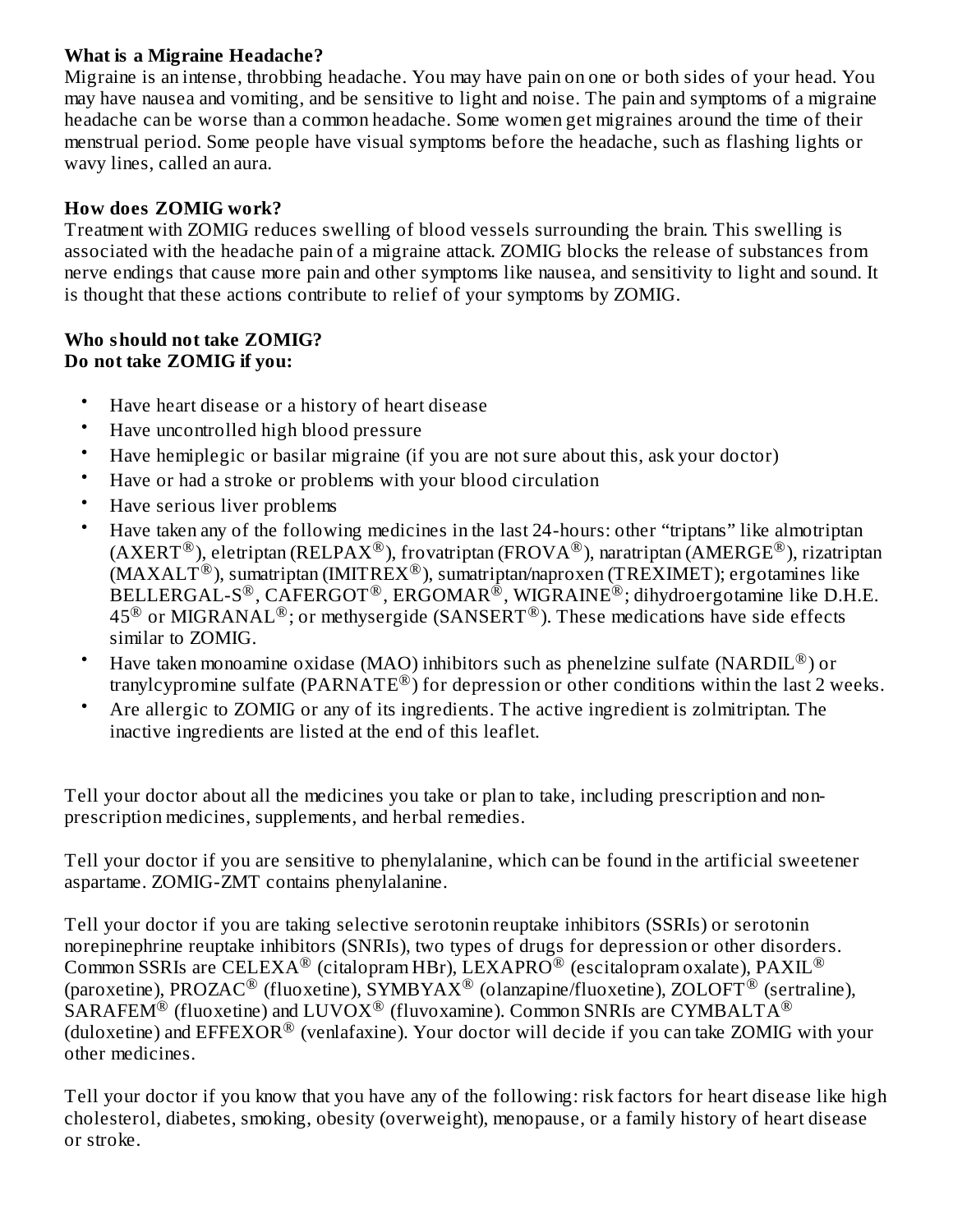**What is a Migraine Headache?**
Migraine is an intense, throbbing headache. You may have pain on one or both sides of your head. You may have nausea and vomiting, and be sensitive to light and noise. The pain and symptoms of a migraine headache can be worse than a common headache. Some women get migraines around the time of their menstrual period. Some people have visual symptoms before the headache, such as flashing lights or wavy lines, called an aura.

**How does ZOMIG work?**
Treatment with ZOMIG reduces swelling of blood vessels surrounding the brain. This swelling is associated with the headache pain of a migraine attack. ZOMIG blocks the release of substances from nerve endings that cause more pain and other symptoms like nausea, and sensitivity to light and sound. It is thought that these actions contribute to relief of your symptoms by ZOMIG.

**Who should not take ZOMIG?**
**Do not take ZOMIG if you:**

- Have heart disease or a history of heart disease
- Have uncontrolled high blood pressure
- Have hemiplegic or basilar migraine (if you are not sure about this, ask your doctor)
- Have or had a stroke or problems with your blood circulation
- Have serious liver problems
- Have taken any of the following medicines in the last 24-hours: other "triptans" like almotriptan (AXERT®), eletriptan (RELPAX®), frovatriptan (FROVA®), naratriptan (AMERGE®), rizatriptan (MAXALT®), sumatriptan (IMITREX®), sumatriptan/naproxen (TREXIMET); ergotamines like BELLERGAL-S®, CAFERGOT®, ERGOMAR®, WIGRAINE®; dihydroergotamine like D.H.E. 45® or MIGRANAL®; or methysergide (SANSERT®). These medications have side effects similar to ZOMIG.
- Have taken monoamine oxidase (MAO) inhibitors such as phenelzine sulfate (NARDIL®) or tranylcypromine sulfate (PARNATE®) for depression or other conditions within the last 2 weeks.
- Are allergic to ZOMIG or any of its ingredients. The active ingredient is zolmitriptan. The inactive ingredients are listed at the end of this leaflet.

Tell your doctor about all the medicines you take or plan to take, including prescription and non-prescription medicines, supplements, and herbal remedies.

Tell your doctor if you are sensitive to phenylalanine, which can be found in the artificial sweetener aspartame. ZOMIG-ZMT contains phenylalanine.

Tell your doctor if you are taking selective serotonin reuptake inhibitors (SSRIs) or serotonin norepinephrine reuptake inhibitors (SNRIs), two types of drugs for depression or other disorders. Common SSRIs are CELEXA® (citalopram HBr), LEXAPRO® (escitalopram oxalate), PAXIL® (paroxetine), PROZAC® (fluoxetine), SYMBYAX® (olanzapine/fluoxetine), ZOLOFT® (sertraline), SARAFEM® (fluoxetine) and LUVOX® (fluvoxamine). Common SNRIs are CYMBALTA® (duloxetine) and EFFEXOR® (venlafaxine). Your doctor will decide if you can take ZOMIG with your other medicines.

Tell your doctor if you know that you have any of the following: risk factors for heart disease like high cholesterol, diabetes, smoking, obesity (overweight), menopause, or a family history of heart disease or stroke.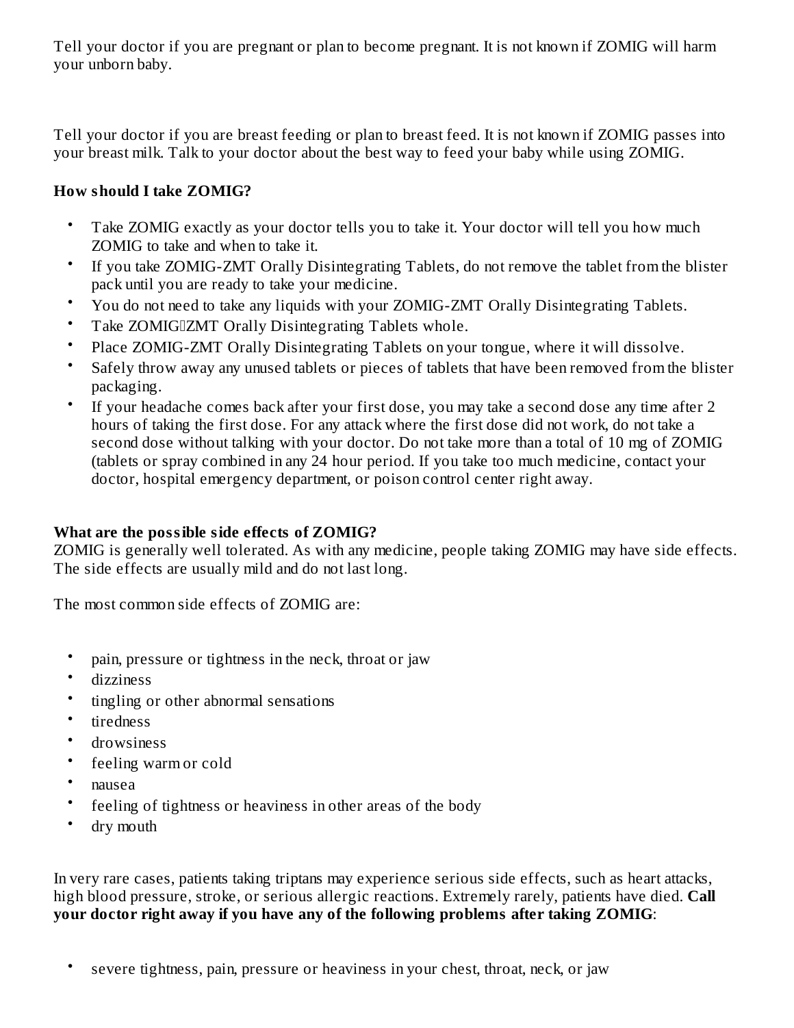Tell your doctor if you are pregnant or plan to become pregnant. It is not known if ZOMIG will harm your unborn baby.

Tell your doctor if you are breast feeding or plan to breast feed. It is not known if ZOMIG passes into your breast milk. Talk to your doctor about the best way to feed your baby while using ZOMIG.

**How should I take ZOMIG?**

- Take ZOMIG exactly as your doctor tells you to take it. Your doctor will tell you how much ZOMIG to take and when to take it.
- If you take ZOMIG-ZMT Orally Disintegrating Tablets, do not remove the tablet from the blister pack until you are ready to take your medicine.
- You do not need to take any liquids with your ZOMIG-ZMT Orally Disintegrating Tablets.
- Take ZOMIG�ZMT Orally Disintegrating Tablets whole.
- Place ZOMIG-ZMT Orally Disintegrating Tablets on your tongue, where it will dissolve.
- Safely throw away any unused tablets or pieces of tablets that have been removed from the blister packaging.
- If your headache comes back after your first dose, you may take a second dose any time after 2 hours of taking the first dose. For any attack where the first dose did not work, do not take a second dose without talking with your doctor. Do not take more than a total of 10 mg of ZOMIG (tablets or spray combined in any 24 hour period. If you take too much medicine, contact your doctor, hospital emergency department, or poison control center right away.

**What are the possible side effects of ZOMIG?**

ZOMIG is generally well tolerated. As with any medicine, people taking ZOMIG may have side effects. The side effects are usually mild and do not last long.

The most common side effects of ZOMIG are:

- pain, pressure or tightness in the neck, throat or jaw
- dizziness
- tingling or other abnormal sensations
- tiredness
- drowsiness
- feeling warm or cold
- nausea
- feeling of tightness or heaviness in other areas of the body
- dry mouth

In very rare cases, patients taking triptans may experience serious side effects, such as heart attacks, high blood pressure, stroke, or serious allergic reactions. Extremely rarely, patients have died. **Call your doctor right away if you have any of the following problems after taking ZOMIG**:

- severe tightness, pain, pressure or heaviness in your chest, throat, neck, or jaw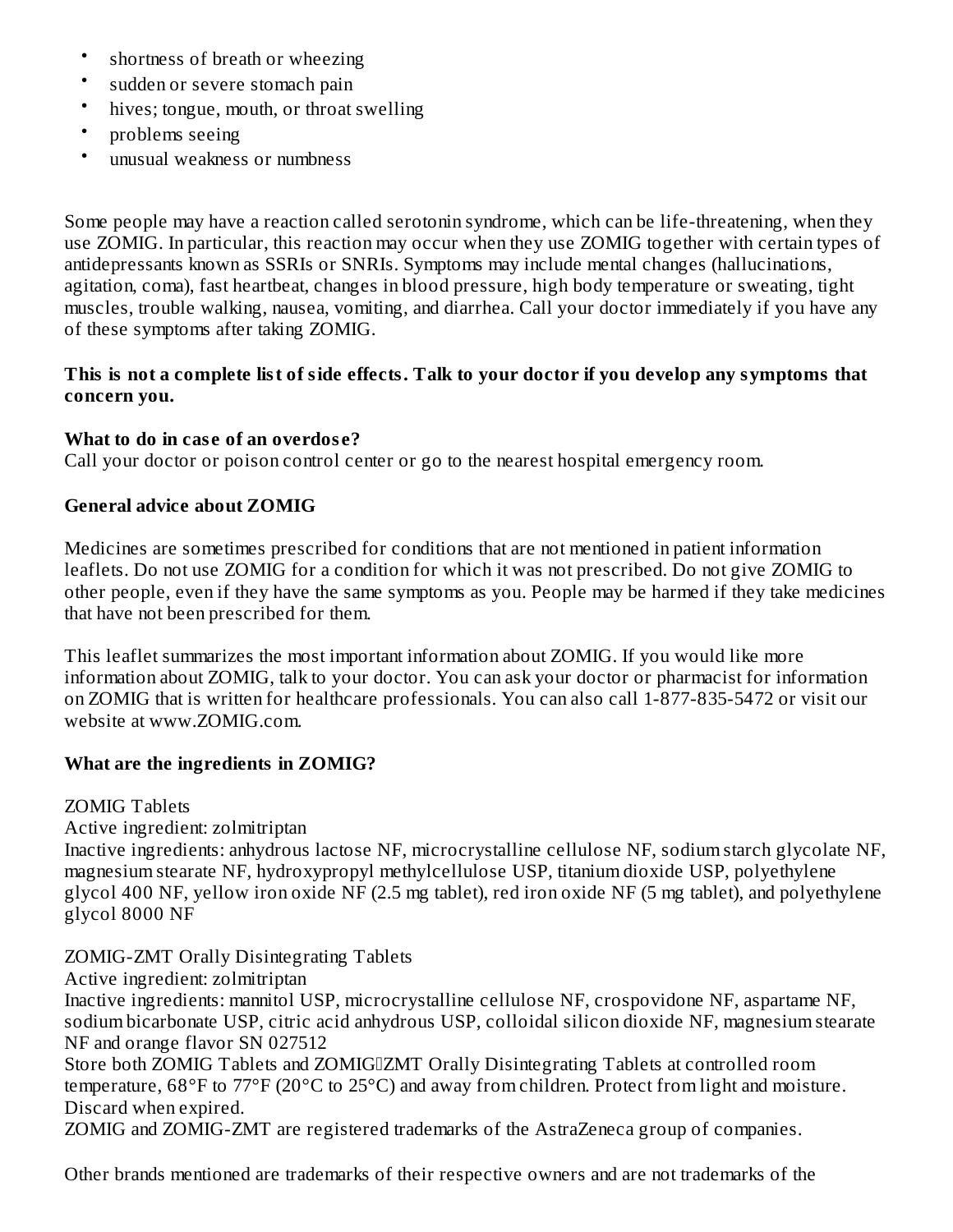- shortness of breath or wheezing
- sudden or severe stomach pain
- hives; tongue, mouth, or throat swelling
- problems seeing
- unusual weakness or numbness

Some people may have a reaction called serotonin syndrome, which can be life-threatening, when they use ZOMIG. In particular, this reaction may occur when they use ZOMIG together with certain types of antidepressants known as SSRIs or SNRIs. Symptoms may include mental changes (hallucinations, agitation, coma), fast heartbeat, changes in blood pressure, high body temperature or sweating, tight muscles, trouble walking, nausea, vomiting, and diarrhea. Call your doctor immediately if you have any of these symptoms after taking ZOMIG.

**This is not a complete list of side effects. Talk to your doctor if you develop any symptoms that concern you.**

**What to do in case of an overdose?**
Call your doctor or poison control center or go to the nearest hospital emergency room.

**General advice about ZOMIG**

Medicines are sometimes prescribed for conditions that are not mentioned in patient information leaflets. Do not use ZOMIG for a condition for which it was not prescribed. Do not give ZOMIG to other people, even if they have the same symptoms as you. People may be harmed if they take medicines that have not been prescribed for them.

This leaflet summarizes the most important information about ZOMIG. If you would like more information about ZOMIG, talk to your doctor. You can ask your doctor or pharmacist for information on ZOMIG that is written for healthcare professionals. You can also call 1-877-835-5472 or visit our website at www.ZOMIG.com.

**What are the ingredients in ZOMIG?**

ZOMIG Tablets
Active ingredient: zolmitriptan
Inactive ingredients: anhydrous lactose NF, microcrystalline cellulose NF, sodium starch glycolate NF, magnesium stearate NF, hydroxypropyl methylcellulose USP, titanium dioxide USP, polyethylene glycol 400 NF, yellow iron oxide NF (2.5 mg tablet), red iron oxide NF (5 mg tablet), and polyethylene glycol 8000 NF

ZOMIG-ZMT Orally Disintegrating Tablets
Active ingredient: zolmitriptan
Inactive ingredients: mannitol USP, microcrystalline cellulose NF, crospovidone NF, aspartame NF, sodium bicarbonate USP, citric acid anhydrous USP, colloidal silicon dioxide NF, magnesium stearate NF and orange flavor SN 027512
Store both ZOMIG Tablets and ZOMIG-ZMT Orally Disintegrating Tablets at controlled room temperature, 68°F to 77°F (20°C to 25°C) and away from children. Protect from light and moisture. Discard when expired.
ZOMIG and ZOMIG-ZMT are registered trademarks of the AstraZeneca group of companies.

Other brands mentioned are trademarks of their respective owners and are not trademarks of the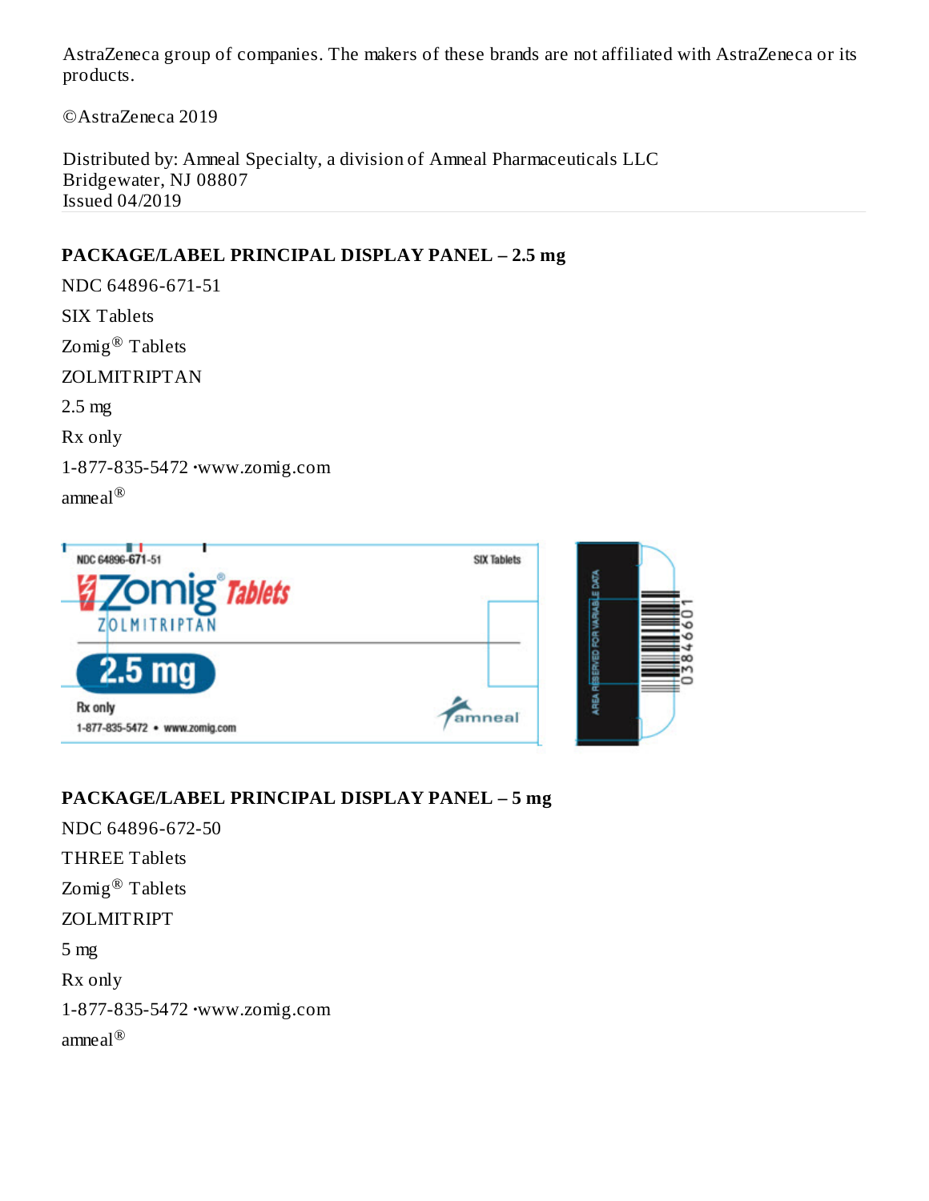AstraZeneca group of companies. The makers of these brands are not affiliated with AstraZeneca or its products.

©AstraZeneca 2019

Distributed by: Amneal Specialty, a division of Amneal Pharmaceuticals LLC
Bridgewater, NJ 08807
Issued 04/2019

## PACKAGE/LABEL PRINCIPAL DISPLAY PANEL – 2.5 mg

NDC 64896-671-51

SIX Tablets

Zomig® Tablets

ZOLMITRIPTAN

2.5 mg

Rx only

1-877-835-5472 ·www.zomig.com

amneal®

## PACKAGE/LABEL PRINCIPAL DISPLAY PANEL – 5 mg

NDC 64896-672-50

THREE Tablets

Zomig® Tablets

ZOLMITRIPT

5 mg

Rx only

1-877-835-5472 ·www.zomig.com

amneal®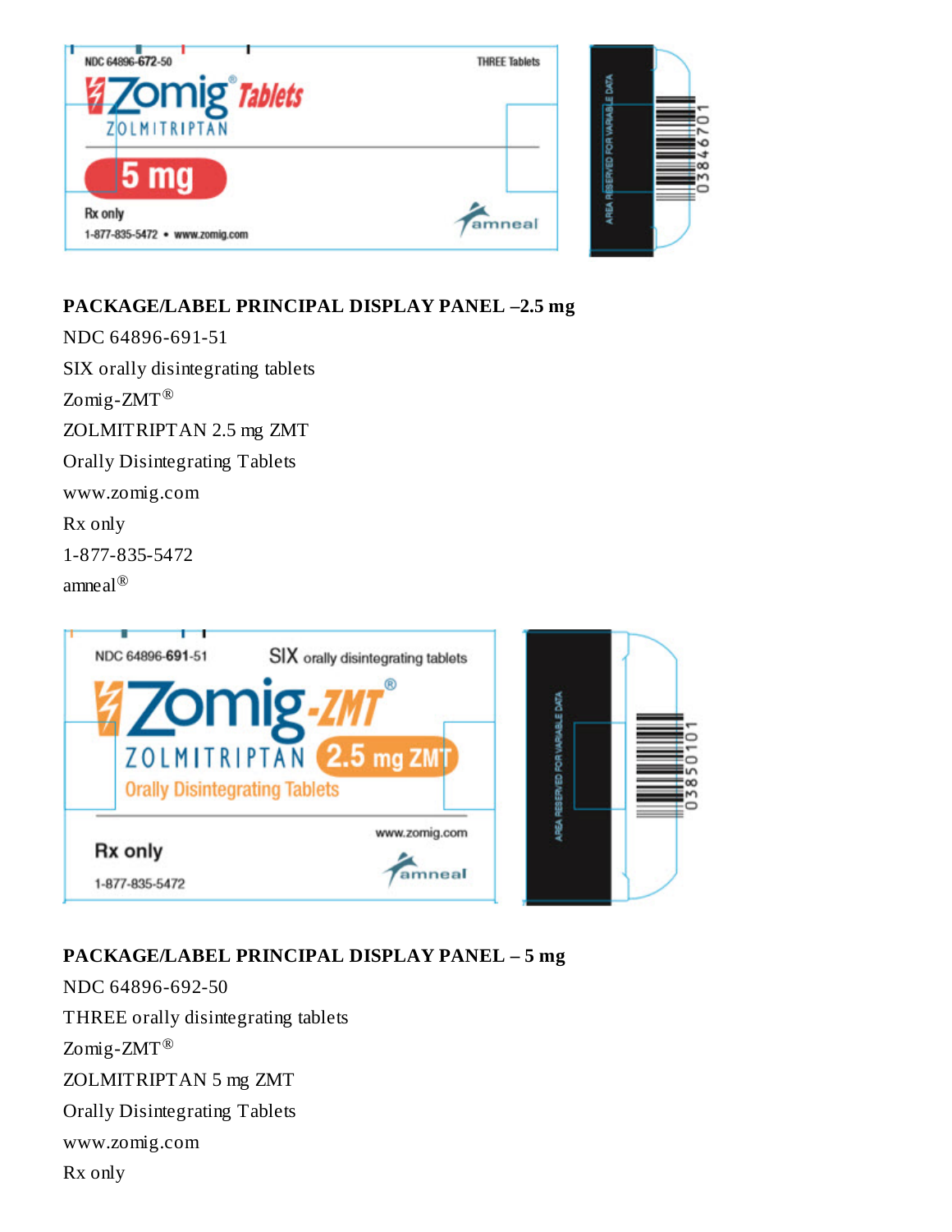NDC 64896-672-50

THREE Tablets

Zomig® Tablets

ZOLMITRIPTAN

5 mg

Rx only

1-877-835-5472 • www.zomig.com

amneal

AREA RESERVED FOR VARIABLE DATA

03846701

**PACKAGE/LABEL PRINCIPAL DISPLAY PANEL –2.5 mg**

NDC 64896-691-51

SIX orally disintegrating tablets

Zomig-ZMT®

ZOLMITRIPTAN 2.5 mg ZMT

Orally Disintegrating Tablets

www.zomig.com

Rx only

1-877-835-5472

amneal®

NDC 64896-691-51

SIX orally disintegrating tablets

Zomig-ZMT®

ZOLMITRIPTAN 2.5 mg ZMT

Orally Disintegrating Tablets

www.zomig.com

Rx only

1-877-835-5472

amneal

AREA RESERVED FOR VARIABLE DATA

03850101

**PACKAGE/LABEL PRINCIPAL DISPLAY PANEL – 5 mg**

NDC 64896-692-50

THREE orally disintegrating tablets

Zomig-ZMT®

ZOLMITRIPTAN 5 mg ZMT

Orally Disintegrating Tablets

www.zomig.com

Rx only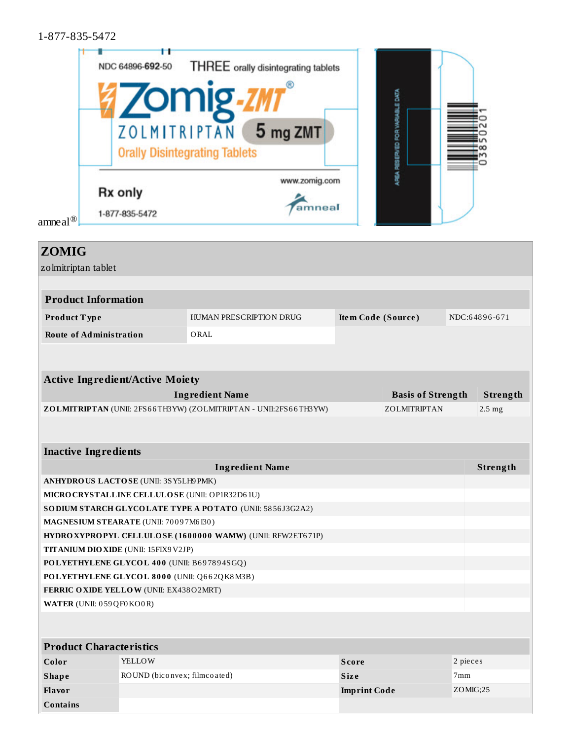1-877-835-5472

NDC 64896-692-50 THREE orally disintegrating tablets

Zomig-ZMT®

ZOLMITRIPTAN 5 mg ZMT

Orally Disintegrating Tablets

Rx only

1-877-835-5472

www.zomig.com

amneal

AREA RESERVED FOR VARIABLE DATA

03850201

amneal®

## ZOMIG

zolmitriptan tablet

| Product Information | | | |
|---|---|---|---|
| **Product Type** | HUMAN PRESCRIPTION DRUG | **Item Code (Source)** | NDC:64896-671 |
| **Route of Administration** | ORAL | | |

| Active Ingredient/Active Moiety | | |
|---|---|---|
| **Ingredient Name** | **Basis of Strength** | **Strength** |
| **ZOLMITRIPTAN** (UNII: 2FS66TH3YW) (ZOLMITRIPTAN - UNII:2FS66TH3YW) | ZOLMITRIPTAN | 2.5 mg |

| Inactive Ingredients | |
|---|---|
| **Ingredient Name** | **Strength** |
| **ANHYDROUS LACTOSE** (UNII: 3SY5LH9PMK) | |
| **MICROCRYSTALLINE CELLULOSE** (UNII: OP1R32D61U) | |
| **SODIUM STARCH GLYCOLATE TYPE A POTATO** (UNII: 5856J3G2A2) | |
| **MAGNESIUM STEARATE** (UNII: 70097M6I30) | |
| **HYDROXYPROPYL CELLULOSE (1600000 WAMW)** (UNII: RFW2ET671P) | |
| **TITANIUM DIOXIDE** (UNII: 15FIX9V2JP) | |
| **POLYETHYLENE GLYCOL 400** (UNII: B697894SGQ) | |
| **POLYETHYLENE GLYCOL 8000** (UNII: Q662QK8M3B) | |
| **FERRIC OXIDE YELLOW** (UNII: EX438O2MRT) | |
| **WATER** (UNII: 059QF0KO0R) | |

| Product Characteristics | | | |
|---|---|---|---|
| **Color** | YELLOW | **Score** | 2 pieces |
| **Shape** | ROUND (biconvex; filmcoated) | **Size** | 7mm |
| **Flavor** | | **Imprint Code** | ZOMIG;25 |
| **Contains** | | | |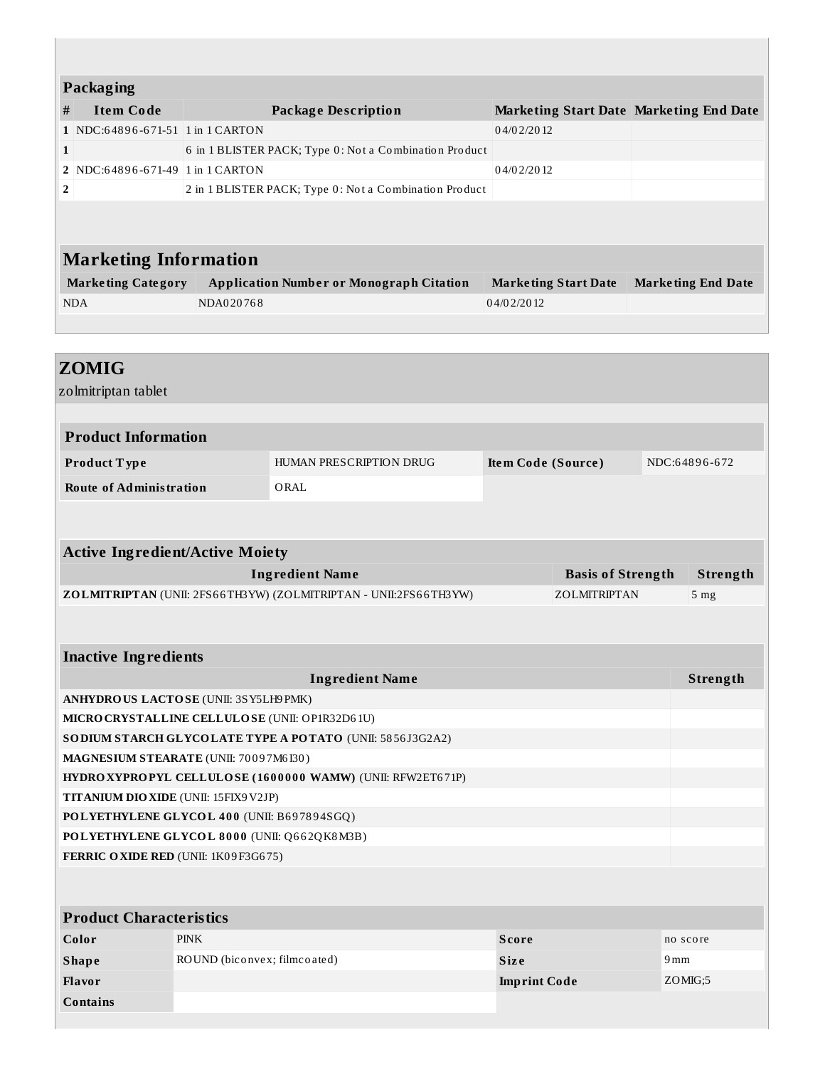### Packaging

| # | Item Code | Package Description | Marketing Start Date | Marketing End Date |
|---|---|---|---|---|
| 1 | NDC:64896-671-51 | 1 in 1 CARTON | 04/02/2012 | |
| 1 | | 6 in 1 BLISTER PACK; Type 0: Not a Combination Product | | |
| 2 | NDC:64896-671-49 | 1 in 1 CARTON | 04/02/2012 | |
| 2 | | 2 in 1 BLISTER PACK; Type 0: Not a Combination Product | | |

### Marketing Information

| Marketing Category | Application Number or Monograph Citation | Marketing Start Date | Marketing End Date |
|---|---|---|---|
| NDA | NDA020768 | 04/02/2012 | |

## ZOMIG

zolmitriptan tablet

### Product Information

| | | | |
|---|---|---|---|
| **Product Type** | HUMAN PRESCRIPTION DRUG | **Item Code (Source)** | NDC:64896-672 |
| **Route of Administration** | ORAL | | |

### Active Ingredient/Active Moiety

| Ingredient Name | Basis of Strength | Strength |
|---|---|---|
| **ZOLMITRIPTAN** (UNII: 2FS66TH3YW) (ZOLMITRIPTAN - UNII:2FS66TH3YW) | ZOLMITRIPTAN | 5 mg |

### Inactive Ingredients

| Ingredient Name | Strength |
|---|---|
| **ANHYDROUS LACTOSE** (UNII: 3SY5LH9PMK) | |
| **MICROCRYSTALLINE CELLULOSE** (UNII: OP1R32D61U) | |
| **SODIUM STARCH GLYCOLATE TYPE A POTATO** (UNII: 5856J3G2A2) | |
| **MAGNESIUM STEARATE** (UNII: 70097M6I30) | |
| **HYDROXYPROPYL CELLULOSE (1600000 WAMW)** (UNII: RFW2ET671P) | |
| **TITANIUM DIOXIDE** (UNII: 15FIX9V2JP) | |
| **POLYETHYLENE GLYCOL 400** (UNII: B697894SGQ) | |
| **POLYETHYLENE GLYCOL 8000** (UNII: Q662QK8M3B) | |
| **FERRIC OXIDE RED** (UNII: 1K09F3G675) | |

### Product Characteristics

| | | | |
|---|---|---|---|
| **Color** | PINK | **Score** | no score |
| **Shape** | ROUND (biconvex; filmcoated) | **Size** | 9mm |
| **Flavor** | | **Imprint Code** | ZOMIG;5 |
| **Contains** | | | |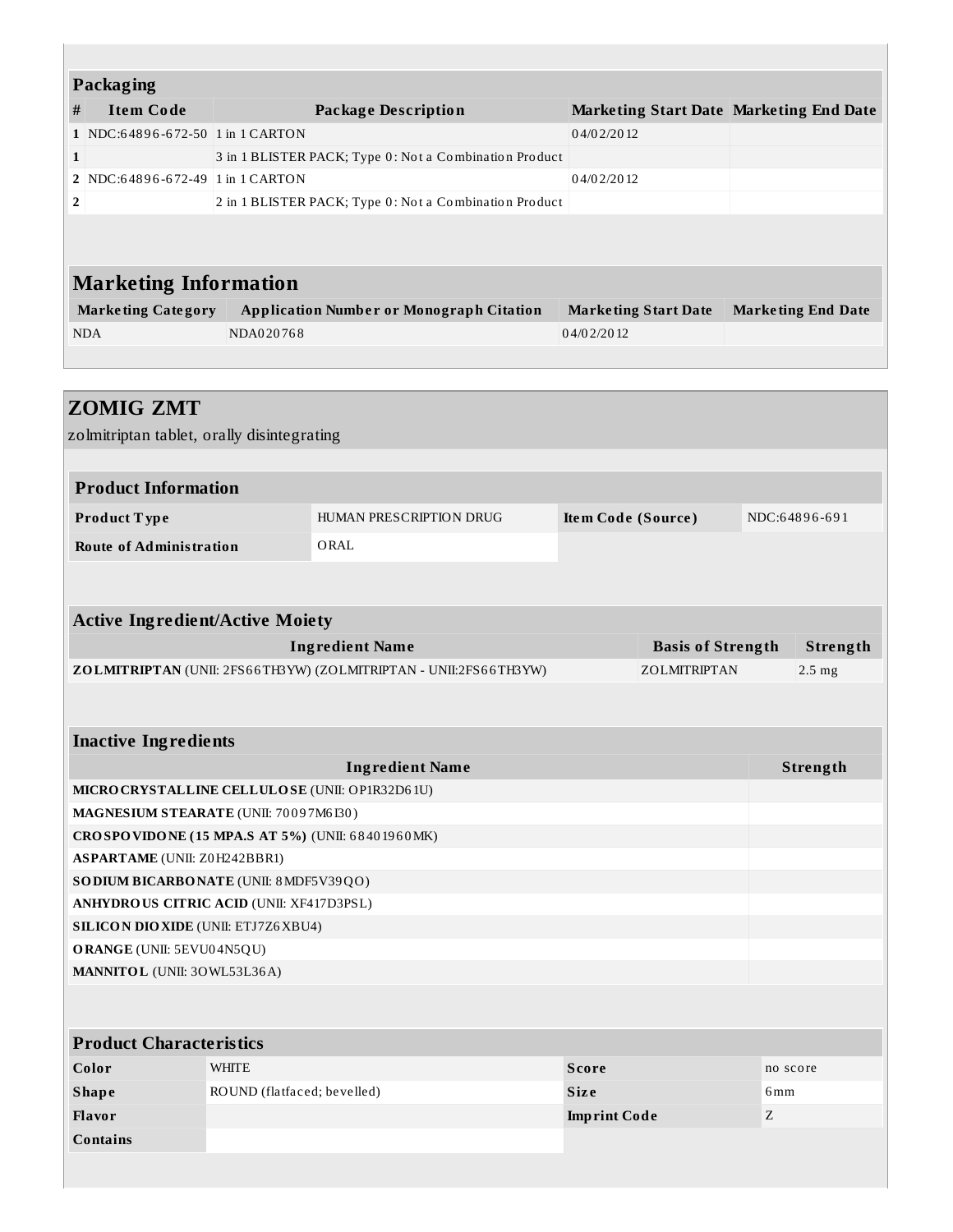## Packaging

| # | Item Code | Package Description | Marketing Start Date | Marketing End Date |
|---|---|---|---|---|
| 1 | NDC:64896-672-50 | 1 in 1 CARTON | 04/02/2012 | |
| 1 | | 3 in 1 BLISTER PACK; Type 0: Not a Combination Product | | |
| 2 | NDC:64896-672-49 | 1 in 1 CARTON | 04/02/2012 | |
| 2 | | 2 in 1 BLISTER PACK; Type 0: Not a Combination Product | | |

## Marketing Information

| Marketing Category | Application Number or Monograph Citation | Marketing Start Date | Marketing End Date |
|---|---|---|---|
| NDA | NDA020768 | 04/02/2012 | |

# ZOMIG ZMT

zolmitriptan tablet, orally disintegrating

## Product Information

| Product Type | HUMAN PRESCRIPTION DRUG | Item Code (Source) | NDC:64896-691 |
|---|---|---|---|
| Route of Administration | ORAL | | |

## Active Ingredient/Active Moiety

| Ingredient Name | Basis of Strength | Strength |
|---|---|---|
| **ZOLMITRIPTAN** (UNII: 2FS66TH3YW) (ZOLMITRIPTAN - UNII:2FS66TH3YW) | ZOLMITRIPTAN | 2.5 mg |

## Inactive Ingredients

| Ingredient Name | Strength |
|---|---|
| **MICROCRYSTALLINE CELLULOSE** (UNII: OP1R32D61U) | |
| **MAGNESIUM STEARATE** (UNII: 70097M6I30) | |
| **CROSPOVIDONE (15 MPA.S AT 5%)** (UNII: 68401960MK) | |
| **ASPARTAME** (UNII: Z0H242BBR1) | |
| **SODIUM BICARBONATE** (UNII: 8MDF5V39QO) | |
| **ANHYDROUS CITRIC ACID** (UNII: XF417D3PSL) | |
| **SILICON DIOXIDE** (UNII: ETJ7Z6XBU4) | |
| **ORANGE** (UNII: 5EVU04N5QU) | |
| **MANNITOL** (UNII: 3OWL53L36A) | |

## Product Characteristics

| Color | WHITE | Score | no score |
|---|---|---|---|
| Shape | ROUND (flatfaced; bevelled) | Size | 6mm |
| Flavor | | Imprint Code | Z |
| Contains | | | |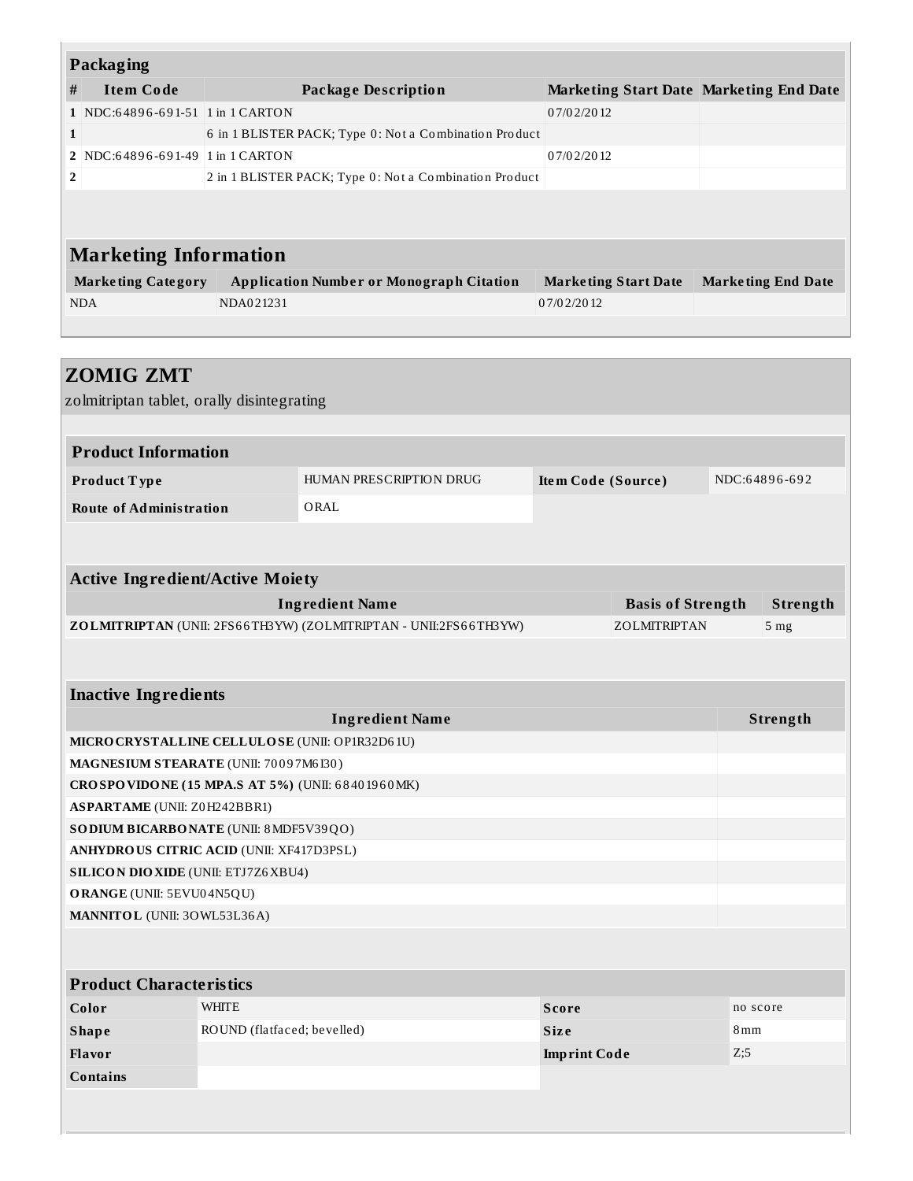### Packaging

| # | Item Code | Package Description | Marketing Start Date | Marketing End Date |
|---|---|---|---|---|
| 1 | NDC:64896-691-51 | 1 in 1 CARTON | 07/02/2012 | |
| 1 | | 6 in 1 BLISTER PACK; Type 0: Not a Combination Product | | |
| 2 | NDC:64896-691-49 | 1 in 1 CARTON | 07/02/2012 | |
| 2 | | 2 in 1 BLISTER PACK; Type 0: Not a Combination Product | | |

### Marketing Information

| Marketing Category | Application Number or Monograph Citation | Marketing Start Date | Marketing End Date |
|---|---|---|---|
| NDA | NDA021231 | 07/02/2012 | |

## ZOMIG ZMT

zolmitriptan tablet, orally disintegrating

### Product Information

| | | | |
|---|---|---|---|
| **Product Type** | HUMAN PRESCRIPTION DRUG | **Item Code (Source)** | NDC:64896-692 |
| **Route of Administration** | ORAL | | |

### Active Ingredient/Active Moiety

| Ingredient Name | Basis of Strength | Strength |
|---|---|---|
| **ZOLMITRIPTAN** (UNII: 2FS66TH3YW) (ZOLMITRIPTAN - UNII:2FS66TH3YW) | ZOLMITRIPTAN | 5 mg |

### Inactive Ingredients

| Ingredient Name | Strength |
|---|---|
| **MICROCRYSTALLINE CELLULOSE** (UNII: OP1R32D61U) | |
| **MAGNESIUM STEARATE** (UNII: 70097M6I30) | |
| **CROSPOVIDONE (15 MPA.S AT 5%)** (UNII: 68401960MK) | |
| **ASPARTAME** (UNII: Z0H242BBR1) | |
| **SODIUM BICARBONATE** (UNII: 8MDF5V39QO) | |
| **ANHYDROUS CITRIC ACID** (UNII: XF417D3PSL) | |
| **SILICON DIOXIDE** (UNII: ETJ7Z6XBU4) | |
| **ORANGE** (UNII: 5EVU04N5QU) | |
| **MANNITOL** (UNII: 3OWL53L36A) | |

### Product Characteristics

| | | | |
|---|---|---|---|
| **Color** | WHITE | **Score** | no score |
| **Shape** | ROUND (flatfaced; bevelled) | **Size** | 8mm |
| **Flavor** | | **Imprint Code** | Z;5 |
| **Contains** | | | |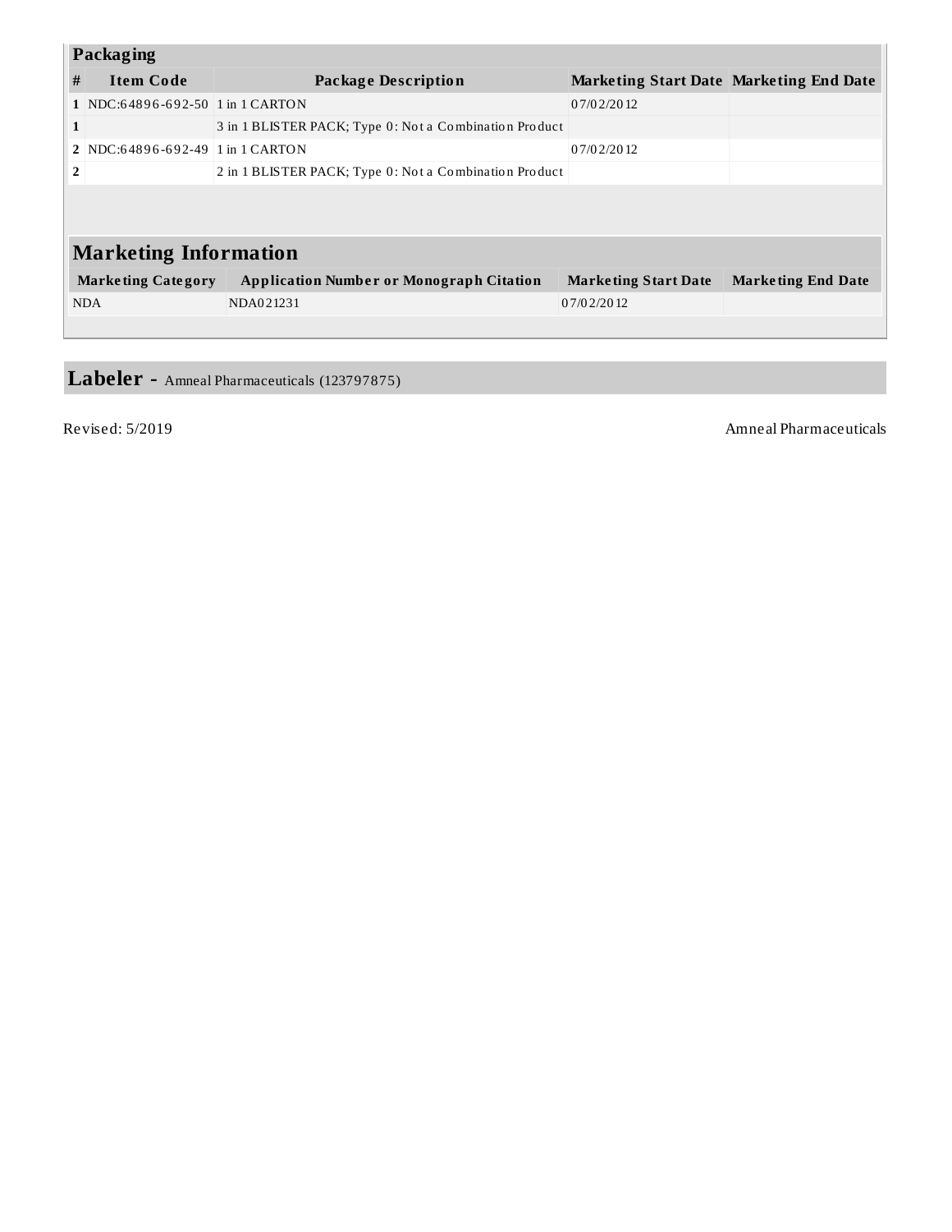### Packaging

| # | Item Code | Package Description | Marketing Start Date | Marketing End Date |
|---|---|---|---|---|
| 1 | NDC:64896-692-50 | 1 in 1 CARTON | 07/02/2012 | |
| 1 | | 3 in 1 BLISTER PACK; Type 0: Not a Combination Product | | |
| 2 | NDC:64896-692-49 | 1 in 1 CARTON | 07/02/2012 | |
| 2 | | 2 in 1 BLISTER PACK; Type 0: Not a Combination Product | | |

### Marketing Information

| Marketing Category | Application Number or Monograph Citation | Marketing Start Date | Marketing End Date |
|---|---|---|---|
| NDA | NDA021231 | 07/02/2012 | |

## Labeler - Amneal Pharmaceuticals (123797875)

Revised: 5/2019

Amneal Pharmaceuticals